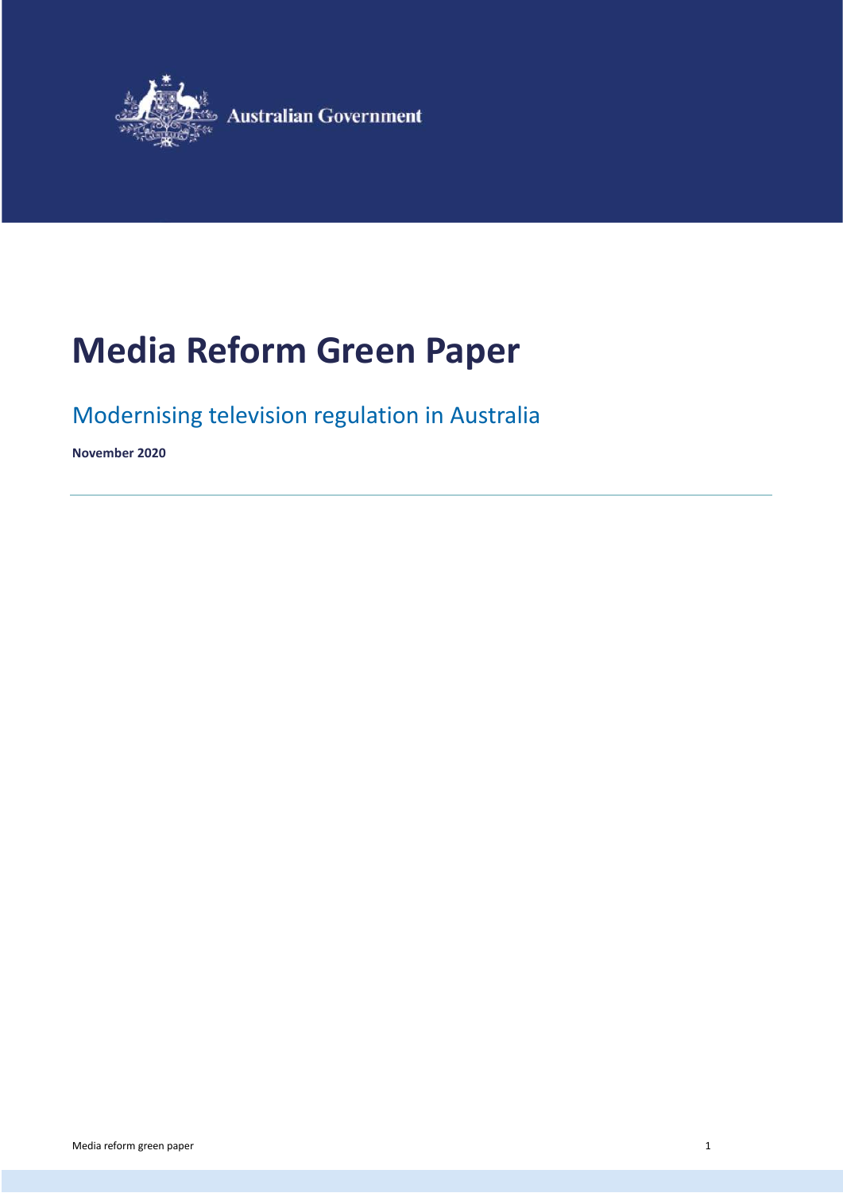Australian Government

# Media Reform Green Paper

## Modernising television regulation in Australia

**November 2020**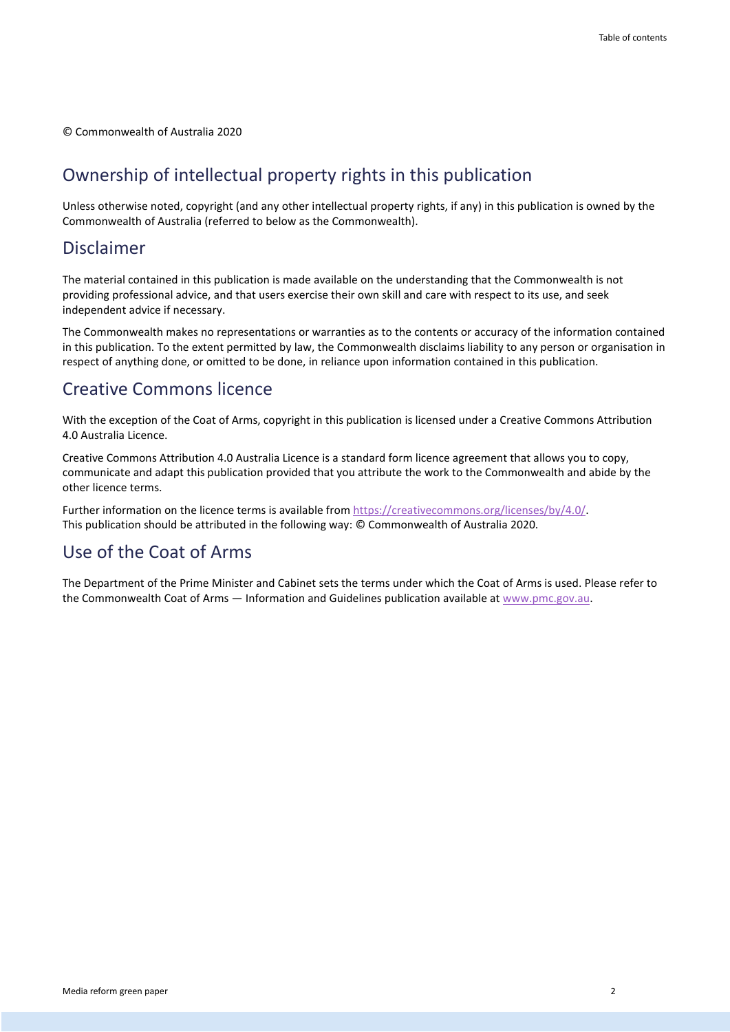© Commonwealth of Australia 2020

## Ownership of intellectual property rights in this publication

Unless otherwise noted, copyright (and any other intellectual property rights, if any) in this publication is owned by the Commonwealth of Australia (referred to below as the Commonwealth).

## Disclaimer

The material contained in this publication is made available on the understanding that the Commonwealth is not providing professional advice, and that users exercise their own skill and care with respect to its use, and seek independent advice if necessary.

The Commonwealth makes no representations or warranties as to the contents or accuracy of the information contained in this publication. To the extent permitted by law, the Commonwealth disclaims liability to any person or organisation in respect of anything done, or omitted to be done, in reliance upon information contained in this publication.

## Creative Commons licence

With the exception of the Coat of Arms, copyright in this publication is licensed under a Creative Commons Attribution 4.0 Australia Licence.

Creative Commons Attribution 4.0 Australia Licence is a standard form licence agreement that allows you to copy, communicate and adapt this publication provided that you attribute the work to the Commonwealth and abide by the other licence terms.

Further information on the licence terms is available from https://creativecommons.org/licenses/by/4.0/.
This publication should be attributed in the following way: © Commonwealth of Australia 2020.

## Use of the Coat of Arms

The Department of the Prime Minister and Cabinet sets the terms under which the Coat of Arms is used. Please refer to the Commonwealth Coat of Arms — Information and Guidelines publication available at www.pmc.gov.au.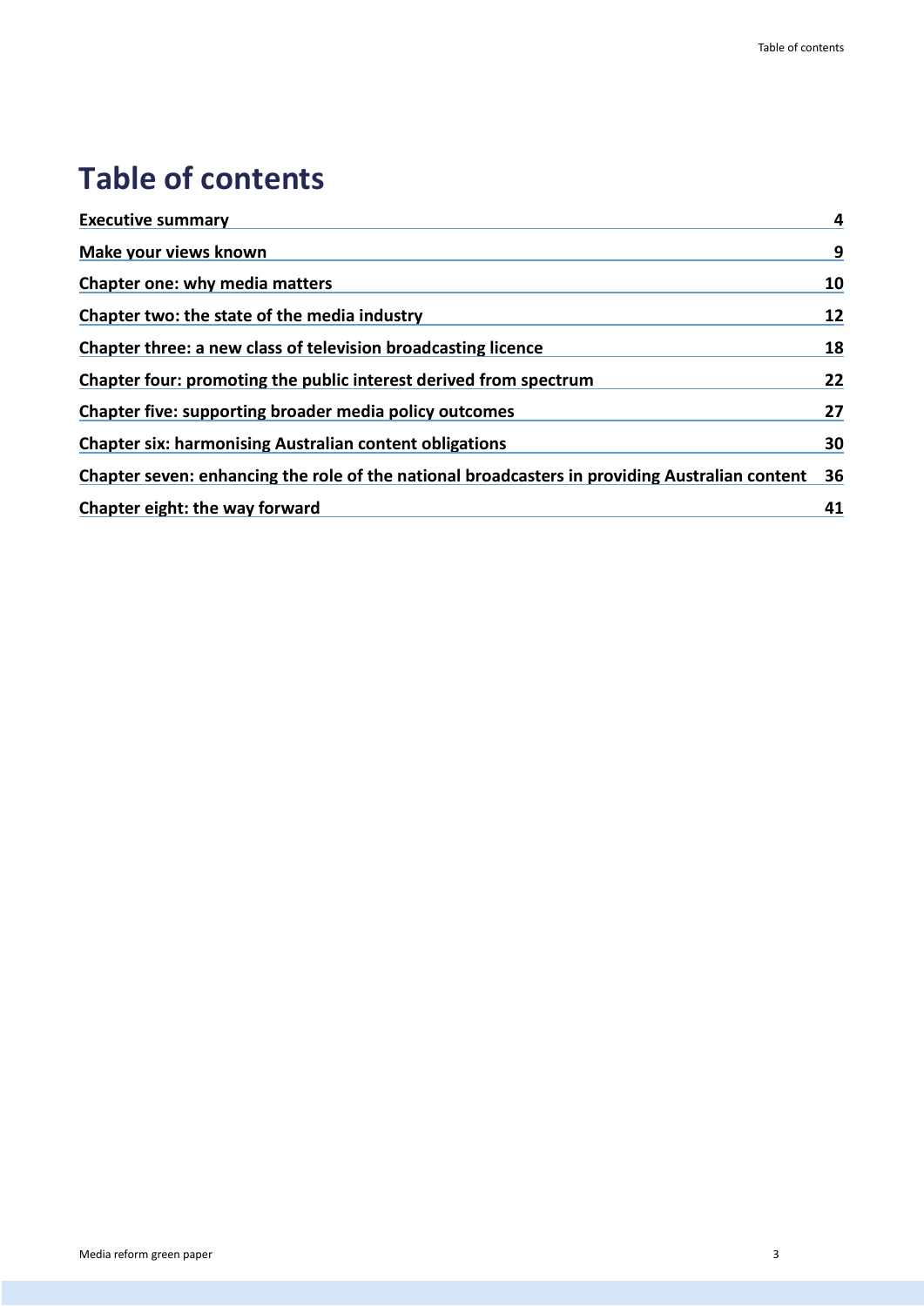# Table of contents

| | |
|---|---|
| **Executive summary** | **4** |
| **Make your views known** | **9** |
| **Chapter one: why media matters** | **10** |
| **Chapter two: the state of the media industry** | **12** |
| **Chapter three: a new class of television broadcasting licence** | **18** |
| **Chapter four: promoting the public interest derived from spectrum** | **22** |
| **Chapter five: supporting broader media policy outcomes** | **27** |
| **Chapter six: harmonising Australian content obligations** | **30** |
| **Chapter seven: enhancing the role of the national broadcasters in providing Australian content** | **36** |
| **Chapter eight: the way forward** | **41** |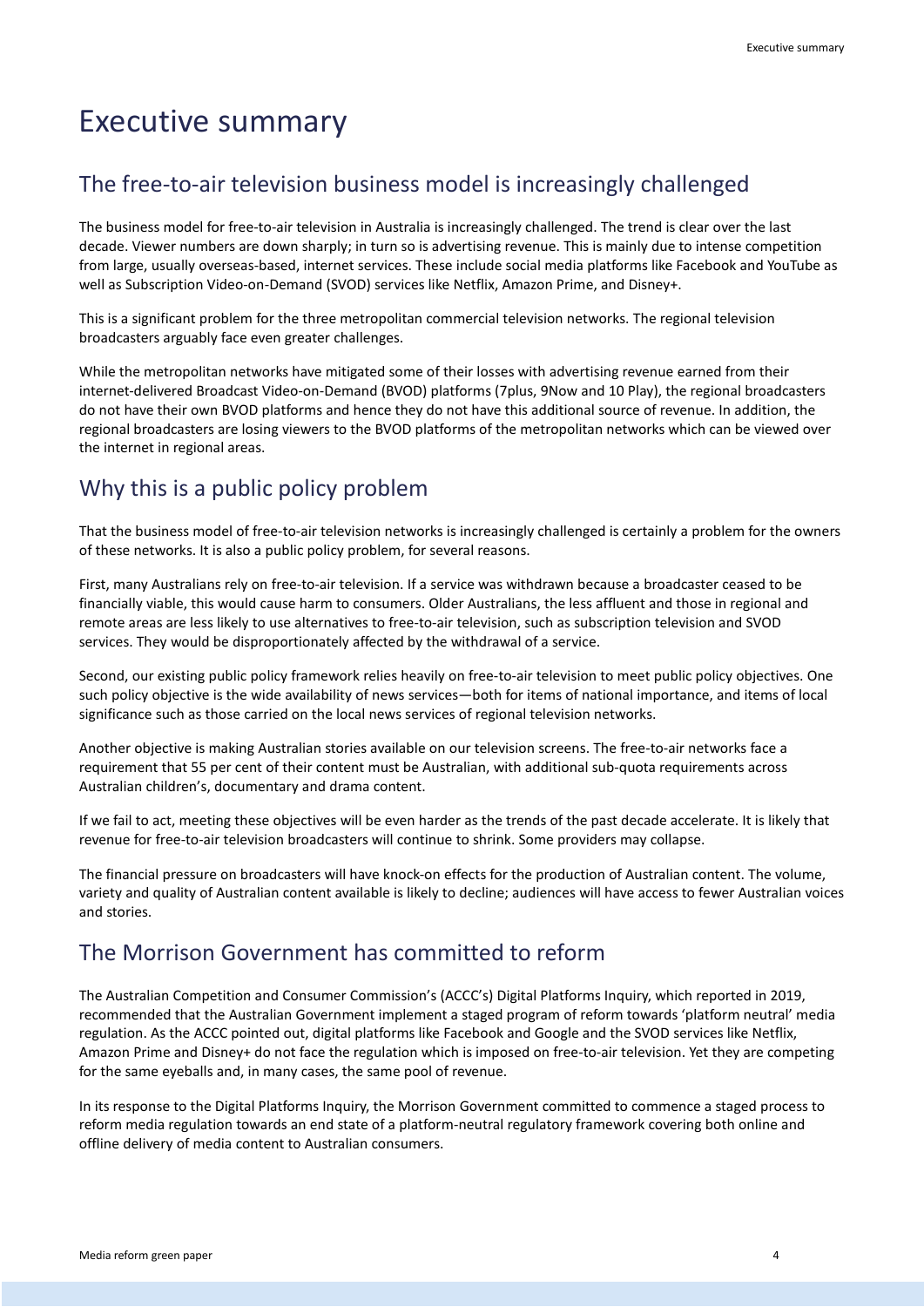# Executive summary

## The free-to-air television business model is increasingly challenged

The business model for free-to-air television in Australia is increasingly challenged. The trend is clear over the last decade. Viewer numbers are down sharply; in turn so is advertising revenue. This is mainly due to intense competition from large, usually overseas-based, internet services. These include social media platforms like Facebook and YouTube as well as Subscription Video-on-Demand (SVOD) services like Netflix, Amazon Prime, and Disney+.

This is a significant problem for the three metropolitan commercial television networks. The regional television broadcasters arguably face even greater challenges.

While the metropolitan networks have mitigated some of their losses with advertising revenue earned from their internet-delivered Broadcast Video-on-Demand (BVOD) platforms (7plus, 9Now and 10 Play), the regional broadcasters do not have their own BVOD platforms and hence they do not have this additional source of revenue. In addition, the regional broadcasters are losing viewers to the BVOD platforms of the metropolitan networks which can be viewed over the internet in regional areas.

## Why this is a public policy problem

That the business model of free-to-air television networks is increasingly challenged is certainly a problem for the owners of these networks. It is also a public policy problem, for several reasons.

First, many Australians rely on free-to-air television. If a service was withdrawn because a broadcaster ceased to be financially viable, this would cause harm to consumers. Older Australians, the less affluent and those in regional and remote areas are less likely to use alternatives to free-to-air television, such as subscription television and SVOD services. They would be disproportionately affected by the withdrawal of a service.

Second, our existing public policy framework relies heavily on free-to-air television to meet public policy objectives. One such policy objective is the wide availability of news services—both for items of national importance, and items of local significance such as those carried on the local news services of regional television networks.

Another objective is making Australian stories available on our television screens. The free-to-air networks face a requirement that 55 per cent of their content must be Australian, with additional sub-quota requirements across Australian children's, documentary and drama content.

If we fail to act, meeting these objectives will be even harder as the trends of the past decade accelerate. It is likely that revenue for free-to-air television broadcasters will continue to shrink. Some providers may collapse.

The financial pressure on broadcasters will have knock-on effects for the production of Australian content. The volume, variety and quality of Australian content available is likely to decline; audiences will have access to fewer Australian voices and stories.

## The Morrison Government has committed to reform

The Australian Competition and Consumer Commission's (ACCC's) Digital Platforms Inquiry, which reported in 2019, recommended that the Australian Government implement a staged program of reform towards 'platform neutral' media regulation. As the ACCC pointed out, digital platforms like Facebook and Google and the SVOD services like Netflix, Amazon Prime and Disney+ do not face the regulation which is imposed on free-to-air television. Yet they are competing for the same eyeballs and, in many cases, the same pool of revenue.

In its response to the Digital Platforms Inquiry, the Morrison Government committed to commence a staged process to reform media regulation towards an end state of a platform-neutral regulatory framework covering both online and offline delivery of media content to Australian consumers.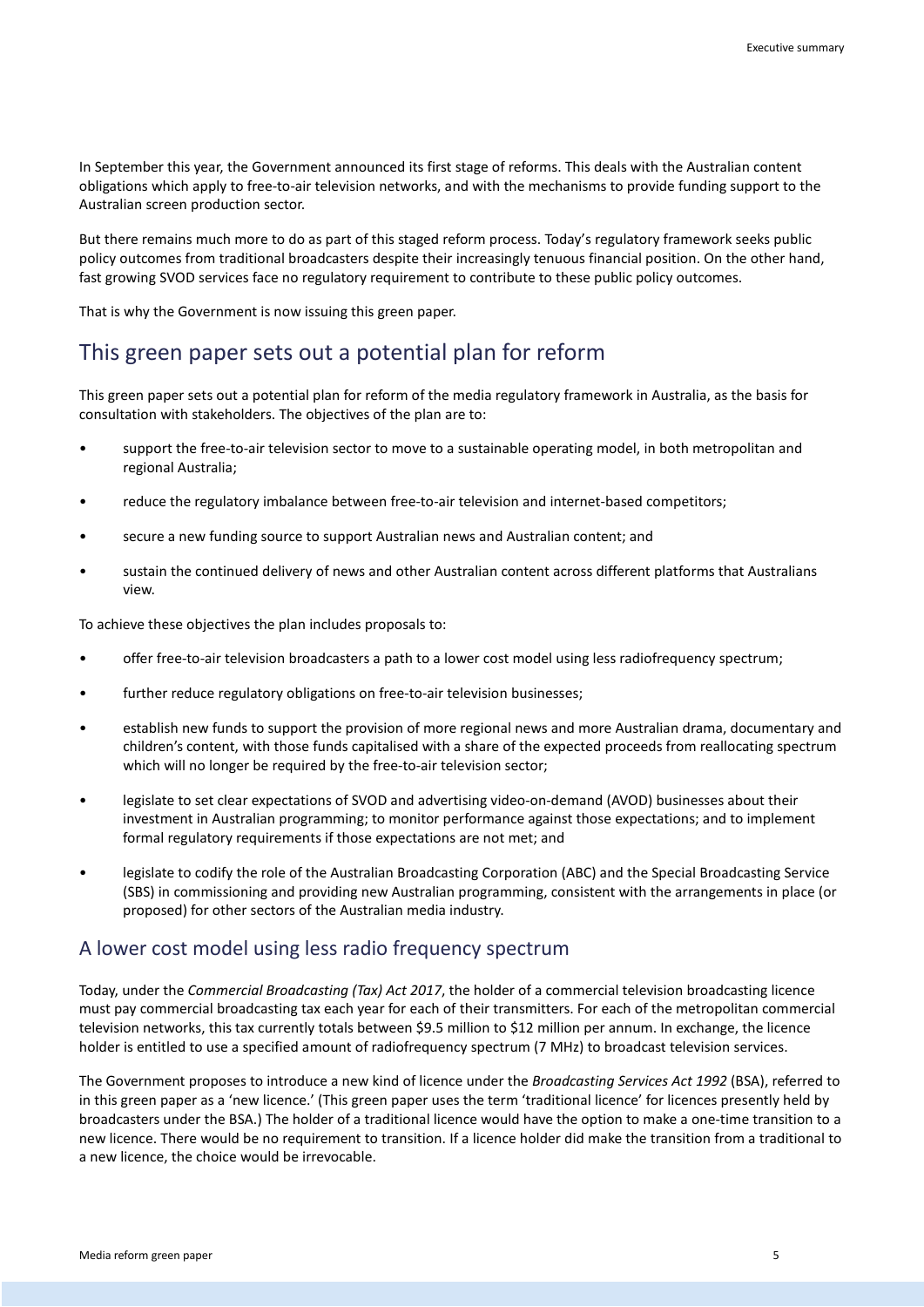In September this year, the Government announced its first stage of reforms. This deals with the Australian content obligations which apply to free-to-air television networks, and with the mechanisms to provide funding support to the Australian screen production sector.

But there remains much more to do as part of this staged reform process. Today's regulatory framework seeks public policy outcomes from traditional broadcasters despite their increasingly tenuous financial position. On the other hand, fast growing SVOD services face no regulatory requirement to contribute to these public policy outcomes.

That is why the Government is now issuing this green paper.

## This green paper sets out a potential plan for reform

This green paper sets out a potential plan for reform of the media regulatory framework in Australia, as the basis for consultation with stakeholders. The objectives of the plan are to:

- support the free-to-air television sector to move to a sustainable operating model, in both metropolitan and regional Australia;
- reduce the regulatory imbalance between free-to-air television and internet-based competitors;
- secure a new funding source to support Australian news and Australian content; and
- sustain the continued delivery of news and other Australian content across different platforms that Australians view.

To achieve these objectives the plan includes proposals to:

- offer free-to-air television broadcasters a path to a lower cost model using less radiofrequency spectrum;
- further reduce regulatory obligations on free-to-air television businesses;
- establish new funds to support the provision of more regional news and more Australian drama, documentary and children's content, with those funds capitalised with a share of the expected proceeds from reallocating spectrum which will no longer be required by the free-to-air television sector;
- legislate to set clear expectations of SVOD and advertising video-on-demand (AVOD) businesses about their investment in Australian programming; to monitor performance against those expectations; and to implement formal regulatory requirements if those expectations are not met; and
- legislate to codify the role of the Australian Broadcasting Corporation (ABC) and the Special Broadcasting Service (SBS) in commissioning and providing new Australian programming, consistent with the arrangements in place (or proposed) for other sectors of the Australian media industry.

### A lower cost model using less radio frequency spectrum

Today, under the *Commercial Broadcasting (Tax) Act 2017*, the holder of a commercial television broadcasting licence must pay commercial broadcasting tax each year for each of their transmitters. For each of the metropolitan commercial television networks, this tax currently totals between $9.5 million to $12 million per annum. In exchange, the licence holder is entitled to use a specified amount of radiofrequency spectrum (7 MHz) to broadcast television services.

The Government proposes to introduce a new kind of licence under the *Broadcasting Services Act 1992* (BSA), referred to in this green paper as a 'new licence.' (This green paper uses the term 'traditional licence' for licences presently held by broadcasters under the BSA.) The holder of a traditional licence would have the option to make a one-time transition to a new licence. There would be no requirement to transition. If a licence holder did make the transition from a traditional to a new licence, the choice would be irrevocable.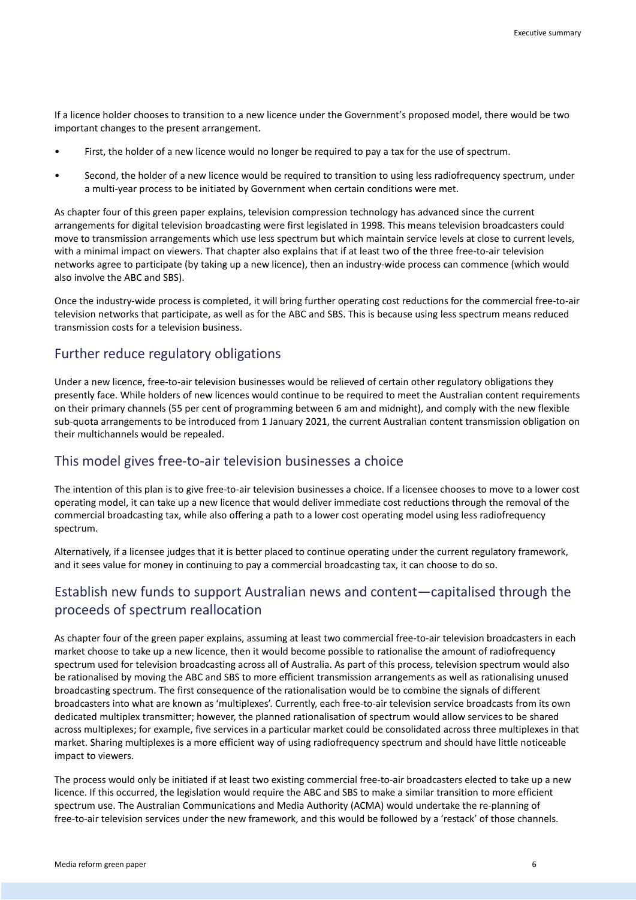If a licence holder chooses to transition to a new licence under the Government's proposed model, there would be two important changes to the present arrangement.

- First, the holder of a new licence would no longer be required to pay a tax for the use of spectrum.
- Second, the holder of a new licence would be required to transition to using less radiofrequency spectrum, under a multi-year process to be initiated by Government when certain conditions were met.

As chapter four of this green paper explains, television compression technology has advanced since the current arrangements for digital television broadcasting were first legislated in 1998. This means television broadcasters could move to transmission arrangements which use less spectrum but which maintain service levels at close to current levels, with a minimal impact on viewers. That chapter also explains that if at least two of the three free-to-air television networks agree to participate (by taking up a new licence), then an industry-wide process can commence (which would also involve the ABC and SBS).

Once the industry-wide process is completed, it will bring further operating cost reductions for the commercial free-to-air television networks that participate, as well as for the ABC and SBS. This is because using less spectrum means reduced transmission costs for a television business.

## Further reduce regulatory obligations

Under a new licence, free-to-air television businesses would be relieved of certain other regulatory obligations they presently face. While holders of new licences would continue to be required to meet the Australian content requirements on their primary channels (55 per cent of programming between 6 am and midnight), and comply with the new flexible sub-quota arrangements to be introduced from 1 January 2021, the current Australian content transmission obligation on their multichannels would be repealed.

## This model gives free-to-air television businesses a choice

The intention of this plan is to give free-to-air television businesses a choice. If a licensee chooses to move to a lower cost operating model, it can take up a new licence that would deliver immediate cost reductions through the removal of the commercial broadcasting tax, while also offering a path to a lower cost operating model using less radiofrequency spectrum.

Alternatively, if a licensee judges that it is better placed to continue operating under the current regulatory framework, and it sees value for money in continuing to pay a commercial broadcasting tax, it can choose to do so.

## Establish new funds to support Australian news and content—capitalised through the proceeds of spectrum reallocation

As chapter four of the green paper explains, assuming at least two commercial free-to-air television broadcasters in each market choose to take up a new licence, then it would become possible to rationalise the amount of radiofrequency spectrum used for television broadcasting across all of Australia. As part of this process, television spectrum would also be rationalised by moving the ABC and SBS to more efficient transmission arrangements as well as rationalising unused broadcasting spectrum. The first consequence of the rationalisation would be to combine the signals of different broadcasters into what are known as 'multiplexes'. Currently, each free-to-air television service broadcasts from its own dedicated multiplex transmitter; however, the planned rationalisation of spectrum would allow services to be shared across multiplexes; for example, five services in a particular market could be consolidated across three multiplexes in that market. Sharing multiplexes is a more efficient way of using radiofrequency spectrum and should have little noticeable impact to viewers.

The process would only be initiated if at least two existing commercial free-to-air broadcasters elected to take up a new licence. If this occurred, the legislation would require the ABC and SBS to make a similar transition to more efficient spectrum use. The Australian Communications and Media Authority (ACMA) would undertake the re-planning of free-to-air television services under the new framework, and this would be followed by a 'restack' of those channels.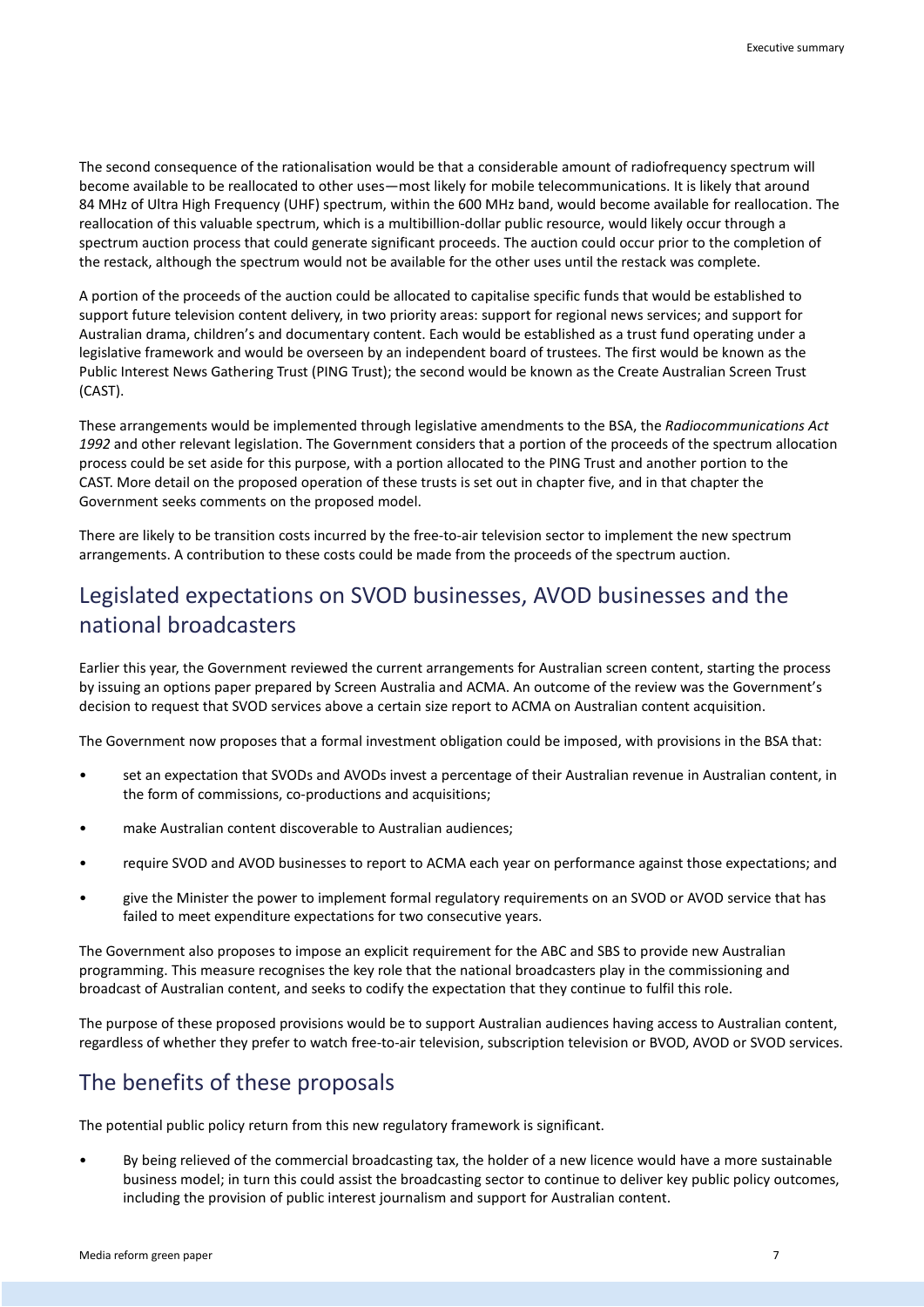The second consequence of the rationalisation would be that a considerable amount of radiofrequency spectrum will become available to be reallocated to other uses—most likely for mobile telecommunications. It is likely that around 84 MHz of Ultra High Frequency (UHF) spectrum, within the 600 MHz band, would become available for reallocation. The reallocation of this valuable spectrum, which is a multibillion-dollar public resource, would likely occur through a spectrum auction process that could generate significant proceeds. The auction could occur prior to the completion of the restack, although the spectrum would not be available for the other uses until the restack was complete.

A portion of the proceeds of the auction could be allocated to capitalise specific funds that would be established to support future television content delivery, in two priority areas: support for regional news services; and support for Australian drama, children's and documentary content. Each would be established as a trust fund operating under a legislative framework and would be overseen by an independent board of trustees. The first would be known as the Public Interest News Gathering Trust (PING Trust); the second would be known as the Create Australian Screen Trust (CAST).

These arrangements would be implemented through legislative amendments to the BSA, the *Radiocommunications Act 1992* and other relevant legislation. The Government considers that a portion of the proceeds of the spectrum allocation process could be set aside for this purpose, with a portion allocated to the PING Trust and another portion to the CAST. More detail on the proposed operation of these trusts is set out in chapter five, and in that chapter the Government seeks comments on the proposed model.

There are likely to be transition costs incurred by the free-to-air television sector to implement the new spectrum arrangements. A contribution to these costs could be made from the proceeds of the spectrum auction.

## Legislated expectations on SVOD businesses, AVOD businesses and the national broadcasters

Earlier this year, the Government reviewed the current arrangements for Australian screen content, starting the process by issuing an options paper prepared by Screen Australia and ACMA. An outcome of the review was the Government's decision to request that SVOD services above a certain size report to ACMA on Australian content acquisition.

The Government now proposes that a formal investment obligation could be imposed, with provisions in the BSA that:

- set an expectation that SVODs and AVODs invest a percentage of their Australian revenue in Australian content, in the form of commissions, co-productions and acquisitions;
- make Australian content discoverable to Australian audiences;
- require SVOD and AVOD businesses to report to ACMA each year on performance against those expectations; and
- give the Minister the power to implement formal regulatory requirements on an SVOD or AVOD service that has failed to meet expenditure expectations for two consecutive years.

The Government also proposes to impose an explicit requirement for the ABC and SBS to provide new Australian programming. This measure recognises the key role that the national broadcasters play in the commissioning and broadcast of Australian content, and seeks to codify the expectation that they continue to fulfil this role.

The purpose of these proposed provisions would be to support Australian audiences having access to Australian content, regardless of whether they prefer to watch free-to-air television, subscription television or BVOD, AVOD or SVOD services.

## The benefits of these proposals

The potential public policy return from this new regulatory framework is significant.

- By being relieved of the commercial broadcasting tax, the holder of a new licence would have a more sustainable business model; in turn this could assist the broadcasting sector to continue to deliver key public policy outcomes, including the provision of public interest journalism and support for Australian content.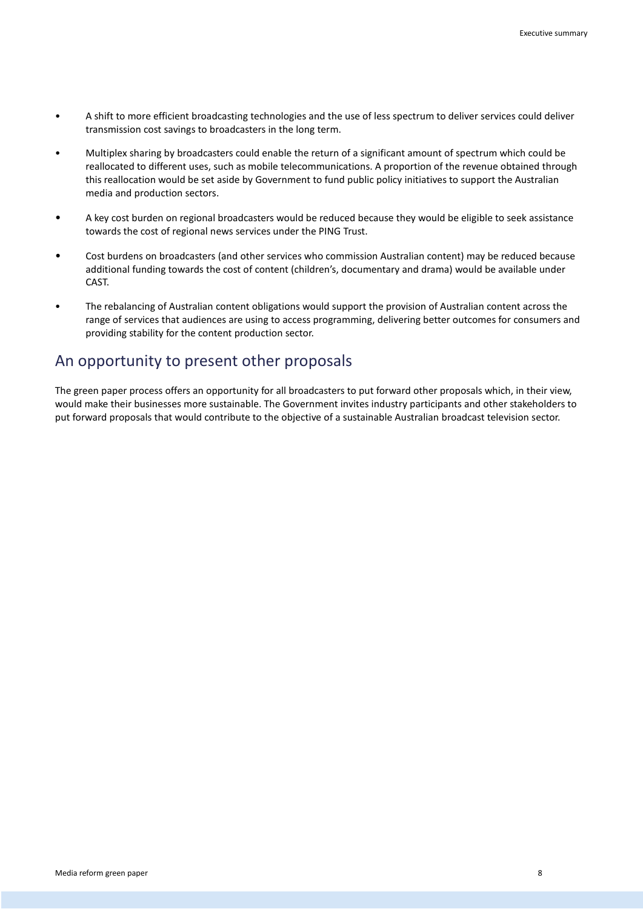- A shift to more efficient broadcasting technologies and the use of less spectrum to deliver services could deliver transmission cost savings to broadcasters in the long term.
- Multiplex sharing by broadcasters could enable the return of a significant amount of spectrum which could be reallocated to different uses, such as mobile telecommunications. A proportion of the revenue obtained through this reallocation would be set aside by Government to fund public policy initiatives to support the Australian media and production sectors.
- A key cost burden on regional broadcasters would be reduced because they would be eligible to seek assistance towards the cost of regional news services under the PING Trust.
- Cost burdens on broadcasters (and other services who commission Australian content) may be reduced because additional funding towards the cost of content (children's, documentary and drama) would be available under CAST.
- The rebalancing of Australian content obligations would support the provision of Australian content across the range of services that audiences are using to access programming, delivering better outcomes for consumers and providing stability for the content production sector.

## An opportunity to present other proposals

The green paper process offers an opportunity for all broadcasters to put forward other proposals which, in their view, would make their businesses more sustainable. The Government invites industry participants and other stakeholders to put forward proposals that would contribute to the objective of a sustainable Australian broadcast television sector.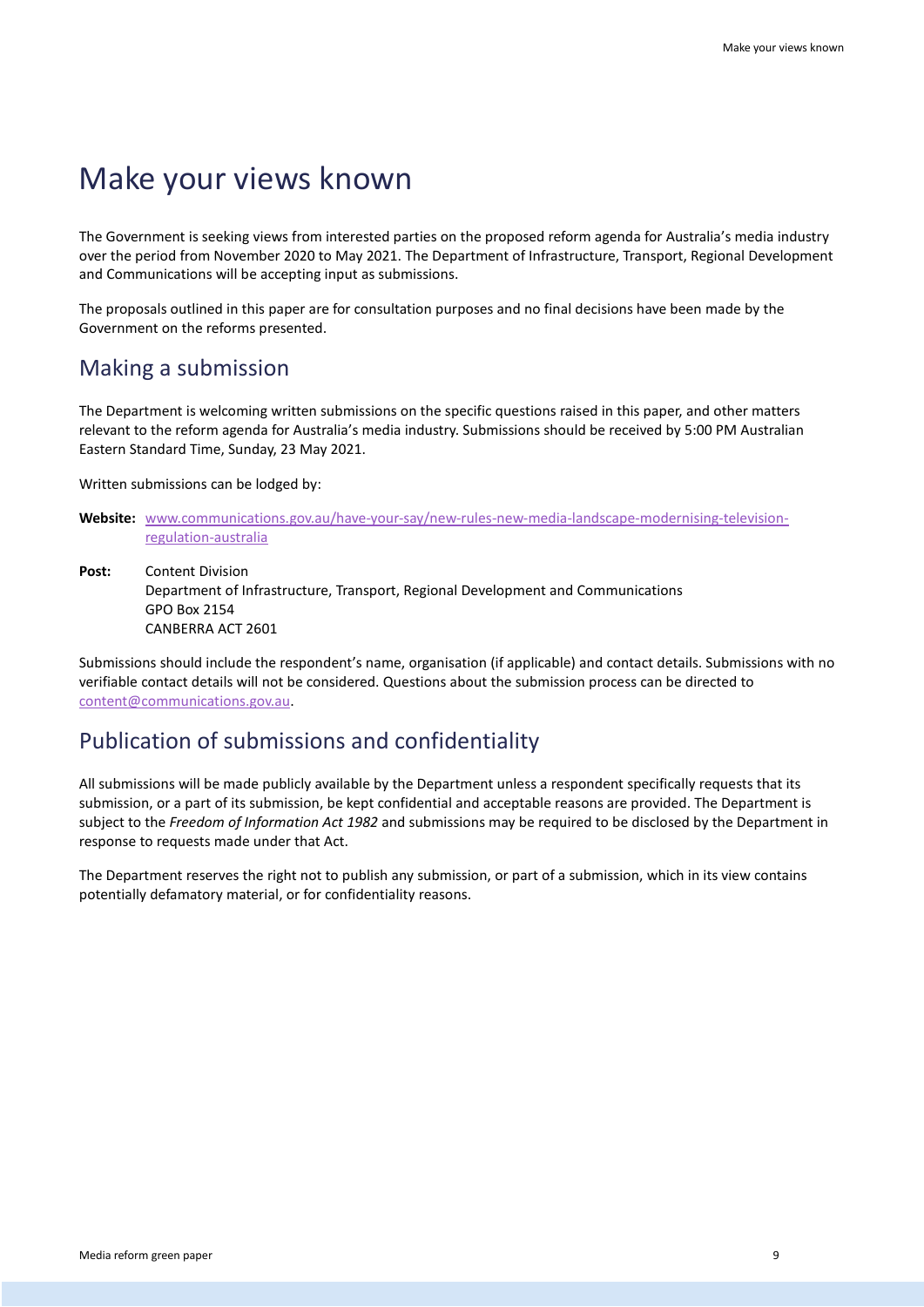# Make your views known

The Government is seeking views from interested parties on the proposed reform agenda for Australia's media industry over the period from November 2020 to May 2021. The Department of Infrastructure, Transport, Regional Development and Communications will be accepting input as submissions.

The proposals outlined in this paper are for consultation purposes and no final decisions have been made by the Government on the reforms presented.

## Making a submission

The Department is welcoming written submissions on the specific questions raised in this paper, and other matters relevant to the reform agenda for Australia's media industry. Submissions should be received by 5:00 PM Australian Eastern Standard Time, Sunday, 23 May 2021.

Written submissions can be lodged by:

**Website:** www.communications.gov.au/have-your-say/new-rules-new-media-landscape-modernising-television-regulation-australia

**Post:** Content Division
Department of Infrastructure, Transport, Regional Development and Communications
GPO Box 2154
CANBERRA ACT 2601

Submissions should include the respondent's name, organisation (if applicable) and contact details. Submissions with no verifiable contact details will not be considered. Questions about the submission process can be directed to content@communications.gov.au.

## Publication of submissions and confidentiality

All submissions will be made publicly available by the Department unless a respondent specifically requests that its submission, or a part of its submission, be kept confidential and acceptable reasons are provided. The Department is subject to the *Freedom of Information Act 1982* and submissions may be required to be disclosed by the Department in response to requests made under that Act.

The Department reserves the right not to publish any submission, or part of a submission, which in its view contains potentially defamatory material, or for confidentiality reasons.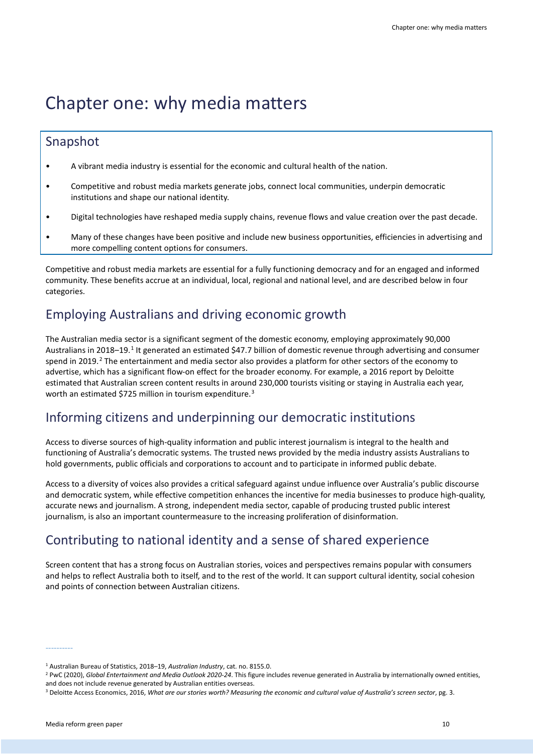# Chapter one: why media matters

## Snapshot

- A vibrant media industry is essential for the economic and cultural health of the nation.
- Competitive and robust media markets generate jobs, connect local communities, underpin democratic institutions and shape our national identity.
- Digital technologies have reshaped media supply chains, revenue flows and value creation over the past decade.
- Many of these changes have been positive and include new business opportunities, efficiencies in advertising and more compelling content options for consumers.

Competitive and robust media markets are essential for a fully functioning democracy and for an engaged and informed community. These benefits accrue at an individual, local, regional and national level, and are described below in four categories.

## Employing Australians and driving economic growth

The Australian media sector is a significant segment of the domestic economy, employing approximately 90,000 Australians in 2018–19.[1] It generated an estimated $47.7 billion of domestic revenue through advertising and consumer spend in 2019.[2] The entertainment and media sector also provides a platform for other sectors of the economy to advertise, which has a significant flow-on effect for the broader economy. For example, a 2016 report by Deloitte estimated that Australian screen content results in around 230,000 tourists visiting or staying in Australia each year, worth an estimated $725 million in tourism expenditure.[3]

## Informing citizens and underpinning our democratic institutions

Access to diverse sources of high-quality information and public interest journalism is integral to the health and functioning of Australia's democratic systems. The trusted news provided by the media industry assists Australians to hold governments, public officials and corporations to account and to participate in informed public debate.

Access to a diversity of voices also provides a critical safeguard against undue influence over Australia's public discourse and democratic system, while effective competition enhances the incentive for media businesses to produce high-quality, accurate news and journalism. A strong, independent media sector, capable of producing trusted public interest journalism, is also an important countermeasure to the increasing proliferation of disinformation.

## Contributing to national identity and a sense of shared experience

Screen content that has a strong focus on Australian stories, voices and perspectives remains popular with consumers and helps to reflect Australia both to itself, and to the rest of the world. It can support cultural identity, social cohesion and points of connection between Australian citizens.

---

[1] Australian Bureau of Statistics, 2018–19, *Australian Industry*, cat. no. 8155.0.

[2] PwC (2020), *Global Entertainment and Media Outlook 2020-24*. This figure includes revenue generated in Australia by internationally owned entities, and does not include revenue generated by Australian entities overseas.

[3] Deloitte Access Economics, 2016, *What are our stories worth? Measuring the economic and cultural value of Australia's screen sector*, pg. 3.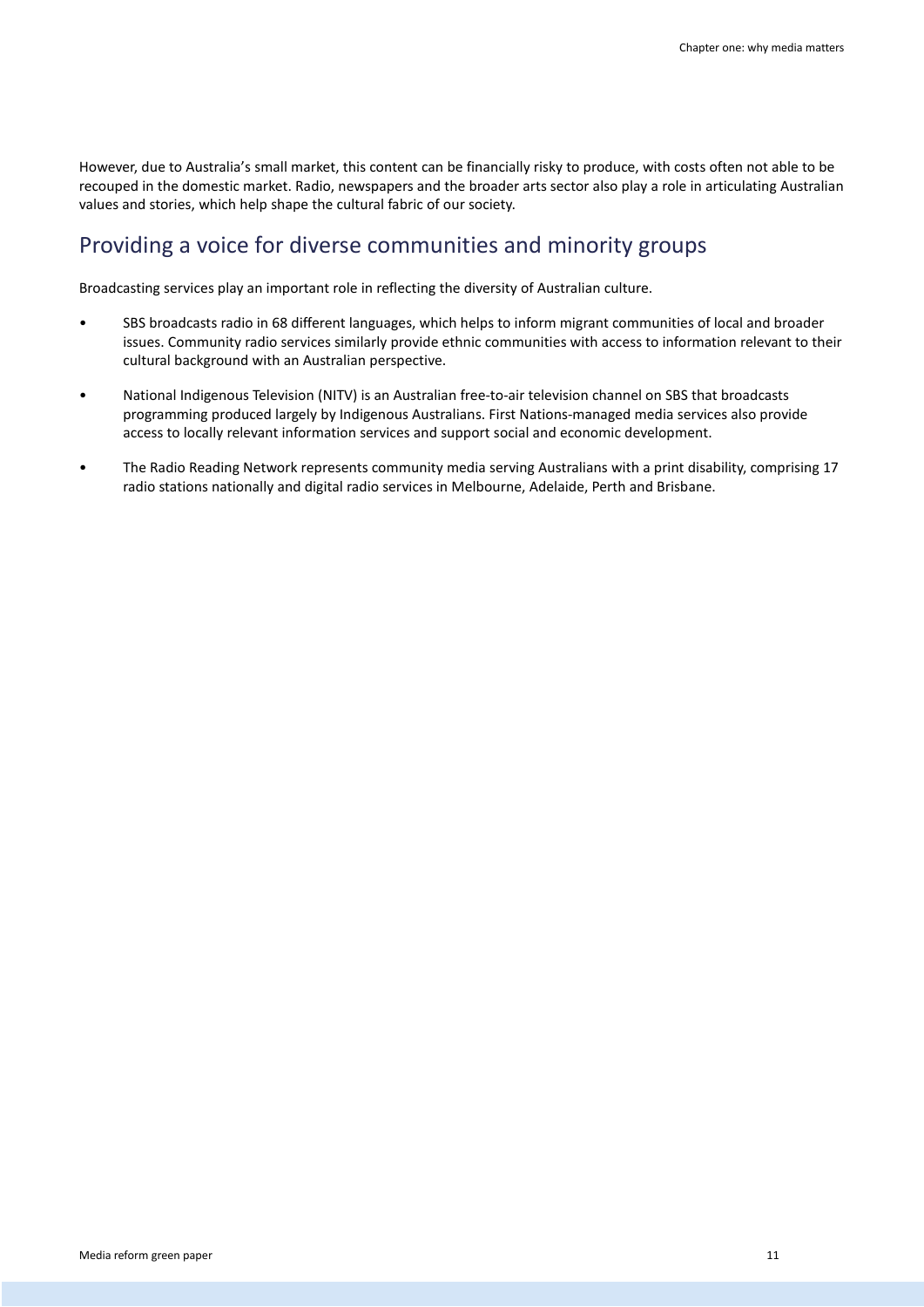However, due to Australia's small market, this content can be financially risky to produce, with costs often not able to be recouped in the domestic market. Radio, newspapers and the broader arts sector also play a role in articulating Australian values and stories, which help shape the cultural fabric of our society.

## Providing a voice for diverse communities and minority groups

Broadcasting services play an important role in reflecting the diversity of Australian culture.

- SBS broadcasts radio in 68 different languages, which helps to inform migrant communities of local and broader issues. Community radio services similarly provide ethnic communities with access to information relevant to their cultural background with an Australian perspective.
- National Indigenous Television (NITV) is an Australian free-to-air television channel on SBS that broadcasts programming produced largely by Indigenous Australians. First Nations-managed media services also provide access to locally relevant information services and support social and economic development.
- The Radio Reading Network represents community media serving Australians with a print disability, comprising 17 radio stations nationally and digital radio services in Melbourne, Adelaide, Perth and Brisbane.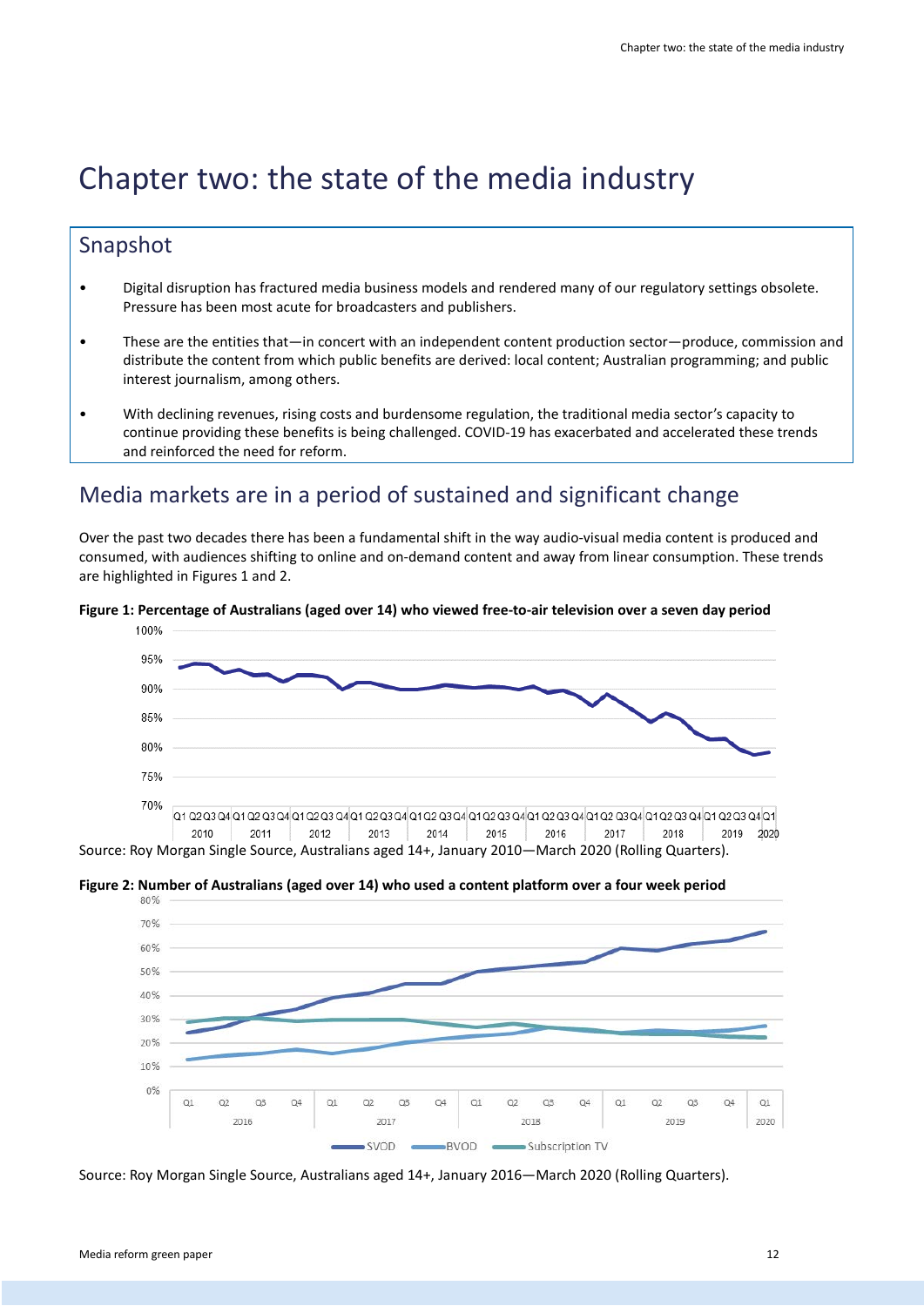# Chapter two: the state of the media industry

## Snapshot

- Digital disruption has fractured media business models and rendered many of our regulatory settings obsolete. Pressure has been most acute for broadcasters and publishers.
- These are the entities that—in concert with an independent content production sector—produce, commission and distribute the content from which public benefits are derived: local content; Australian programming; and public interest journalism, among others.
- With declining revenues, rising costs and burdensome regulation, the traditional media sector's capacity to continue providing these benefits is being challenged. COVID-19 has exacerbated and accelerated these trends and reinforced the need for reform.

## Media markets are in a period of sustained and significant change

Over the past two decades there has been a fundamental shift in the way audio-visual media content is produced and consumed, with audiences shifting to online and on-demand content and away from linear consumption. These trends are highlighted in Figures 1 and 2.

**Figure 1: Percentage of Australians (aged over 14) who viewed free-to-air television over a seven day period**

Source: Roy Morgan Single Source, Australians aged 14+, January 2010—March 2020 (Rolling Quarters).

**Figure 2: Number of Australians (aged over 14) who used a content platform over a four week period**

Source: Roy Morgan Single Source, Australians aged 14+, January 2016—March 2020 (Rolling Quarters).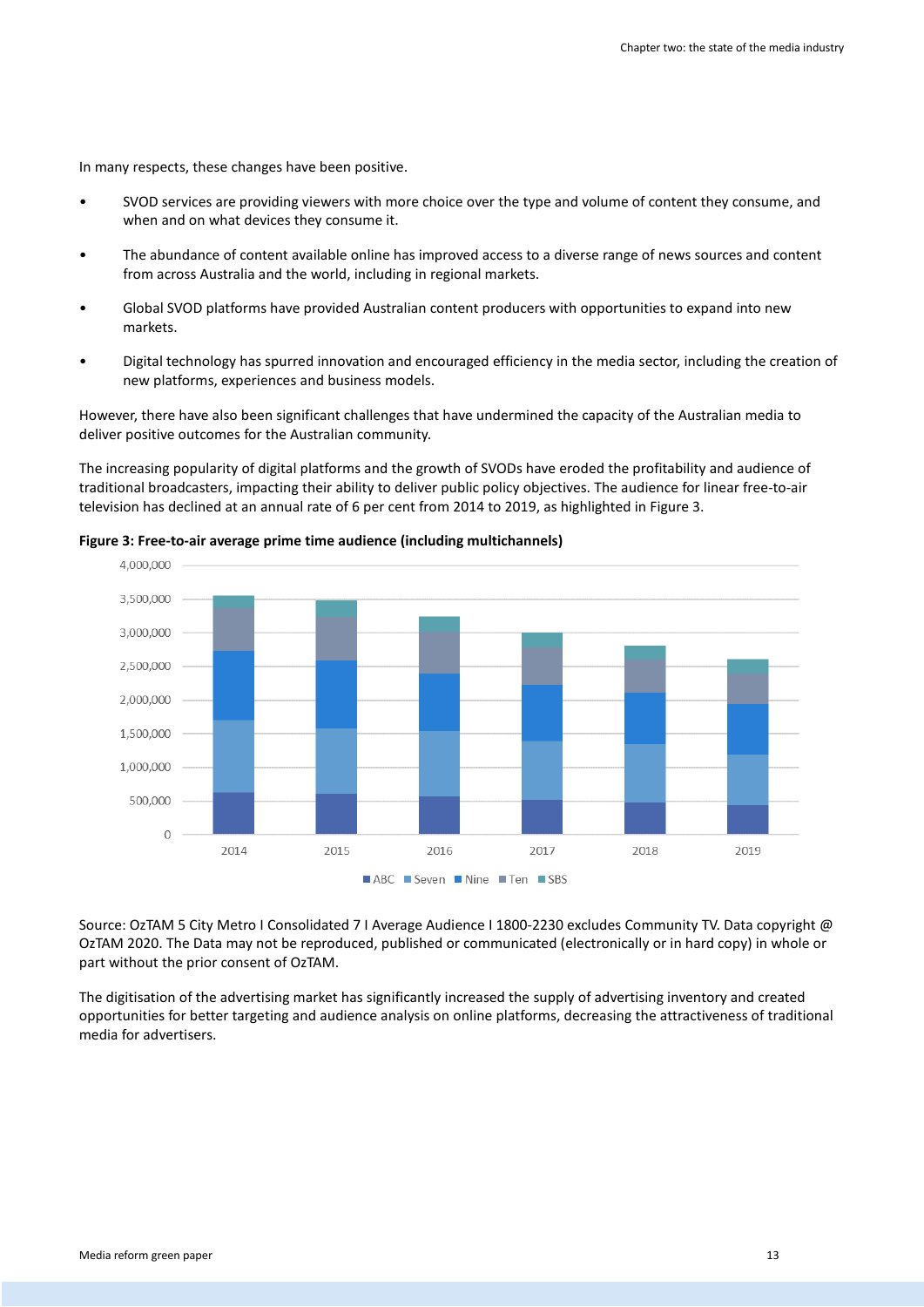In many respects, these changes have been positive.

- SVOD services are providing viewers with more choice over the type and volume of content they consume, and when and on what devices they consume it.
- The abundance of content available online has improved access to a diverse range of news sources and content from across Australia and the world, including in regional markets.
- Global SVOD platforms have provided Australian content producers with opportunities to expand into new markets.
- Digital technology has spurred innovation and encouraged efficiency in the media sector, including the creation of new platforms, experiences and business models.

However, there have also been significant challenges that have undermined the capacity of the Australian media to deliver positive outcomes for the Australian community.

The increasing popularity of digital platforms and the growth of SVODs have eroded the profitability and audience of traditional broadcasters, impacting their ability to deliver public policy objectives. The audience for linear free-to-air television has declined at an annual rate of 6 per cent from 2014 to 2019, as highlighted in Figure 3.

**Figure 3: Free-to-air average prime time audience (including multichannels)**

4,000,000
3,500,000
3,000,000
2,500,000
2,000,000
1,500,000
1,000,000
500,000
0

2014 2015 2016 2017 2018 2019

ABC Seven Nine Ten SBS

Source: OzTAM 5 City Metro I Consolidated 7 I Average Audience I 1800-2230 excludes Community TV. Data copyright @ OzTAM 2020. The Data may not be reproduced, published or communicated (electronically or in hard copy) in whole or part without the prior consent of OzTAM.

The digitisation of the advertising market has significantly increased the supply of advertising inventory and created opportunities for better targeting and audience analysis on online platforms, decreasing the attractiveness of traditional media for advertisers.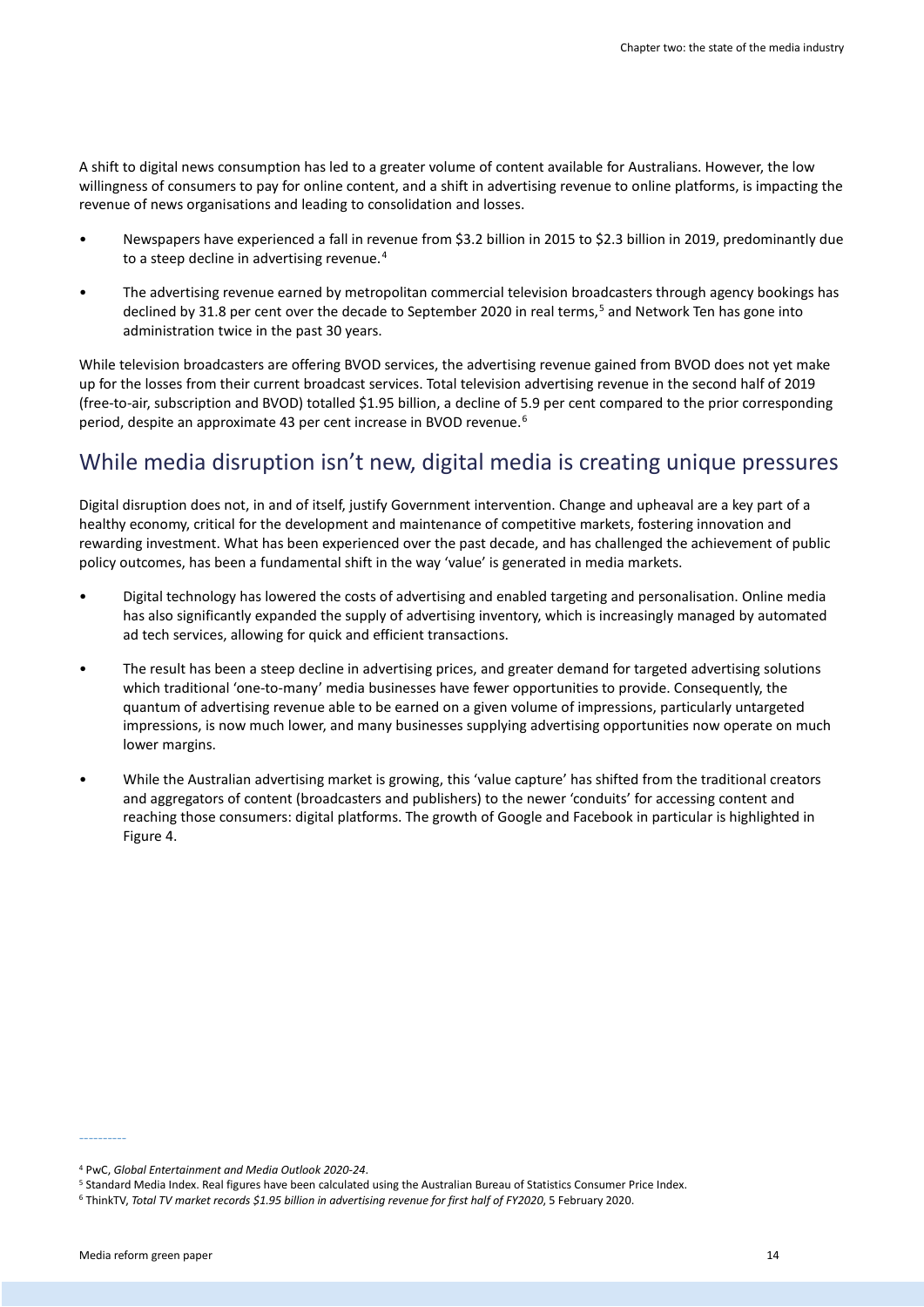A shift to digital news consumption has led to a greater volume of content available for Australians. However, the low willingness of consumers to pay for online content, and a shift in advertising revenue to online platforms, is impacting the revenue of news organisations and leading to consolidation and losses.

- Newspapers have experienced a fall in revenue from $3.2 billion in 2015 to $2.3 billion in 2019, predominantly due to a steep decline in advertising revenue.[4]
- The advertising revenue earned by metropolitan commercial television broadcasters through agency bookings has declined by 31.8 per cent over the decade to September 2020 in real terms,[5] and Network Ten has gone into administration twice in the past 30 years.

While television broadcasters are offering BVOD services, the advertising revenue gained from BVOD does not yet make up for the losses from their current broadcast services. Total television advertising revenue in the second half of 2019 (free-to-air, subscription and BVOD) totalled $1.95 billion, a decline of 5.9 per cent compared to the prior corresponding period, despite an approximate 43 per cent increase in BVOD revenue.[6]

## While media disruption isn't new, digital media is creating unique pressures

Digital disruption does not, in and of itself, justify Government intervention. Change and upheaval are a key part of a healthy economy, critical for the development and maintenance of competitive markets, fostering innovation and rewarding investment. What has been experienced over the past decade, and has challenged the achievement of public policy outcomes, has been a fundamental shift in the way 'value' is generated in media markets.

- Digital technology has lowered the costs of advertising and enabled targeting and personalisation. Online media has also significantly expanded the supply of advertising inventory, which is increasingly managed by automated ad tech services, allowing for quick and efficient transactions.
- The result has been a steep decline in advertising prices, and greater demand for targeted advertising solutions which traditional 'one-to-many' media businesses have fewer opportunities to provide. Consequently, the quantum of advertising revenue able to be earned on a given volume of impressions, particularly untargeted impressions, is now much lower, and many businesses supplying advertising opportunities now operate on much lower margins.
- While the Australian advertising market is growing, this 'value capture' has shifted from the traditional creators and aggregators of content (broadcasters and publishers) to the newer 'conduits' for accessing content and reaching those consumers: digital platforms. The growth of Google and Facebook in particular is highlighted in Figure 4.

---

[4] PwC, *Global Entertainment and Media Outlook 2020-24*.

[5] Standard Media Index. Real figures have been calculated using the Australian Bureau of Statistics Consumer Price Index.

[6] ThinkTV, *Total TV market records $1.95 billion in advertising revenue for first half of FY2020*, 5 February 2020.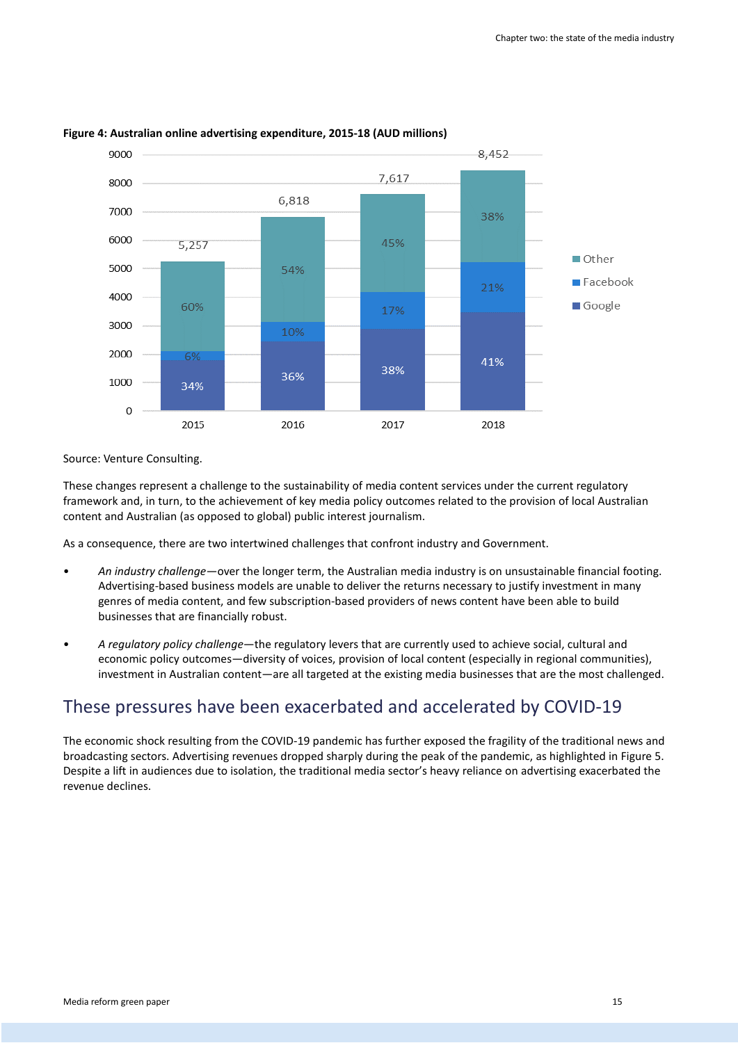**Figure 4: Australian online advertising expenditure, 2015-18 (AUD millions)**

9000
8000
7000
6000
5000
4000
3000
2000
1000
0

2015: 5,257 — Other 60%, Facebook 6%, Google 34%
2016: 6,818 — Other 54%, Facebook 10%, Google 36%
2017: 7,617 — Other 45%, Facebook 17%, Google 38%
2018: 8,452 — Other 38%, Facebook 21%, Google 41%

Other
Facebook
Google

Source: Venture Consulting.

These changes represent a challenge to the sustainability of media content services under the current regulatory framework and, in turn, to the achievement of key media policy outcomes related to the provision of local Australian content and Australian (as opposed to global) public interest journalism.

As a consequence, there are two intertwined challenges that confront industry and Government.

- *An industry challenge*—over the longer term, the Australian media industry is on unsustainable financial footing. Advertising-based business models are unable to deliver the returns necessary to justify investment in many genres of media content, and few subscription-based providers of news content have been able to build businesses that are financially robust.
- *A regulatory policy challenge*—the regulatory levers that are currently used to achieve social, cultural and economic policy outcomes—diversity of voices, provision of local content (especially in regional communities), investment in Australian content—are all targeted at the existing media businesses that are the most challenged.

## These pressures have been exacerbated and accelerated by COVID-19

The economic shock resulting from the COVID-19 pandemic has further exposed the fragility of the traditional news and broadcasting sectors. Advertising revenues dropped sharply during the peak of the pandemic, as highlighted in Figure 5. Despite a lift in audiences due to isolation, the traditional media sector's heavy reliance on advertising exacerbated the revenue declines.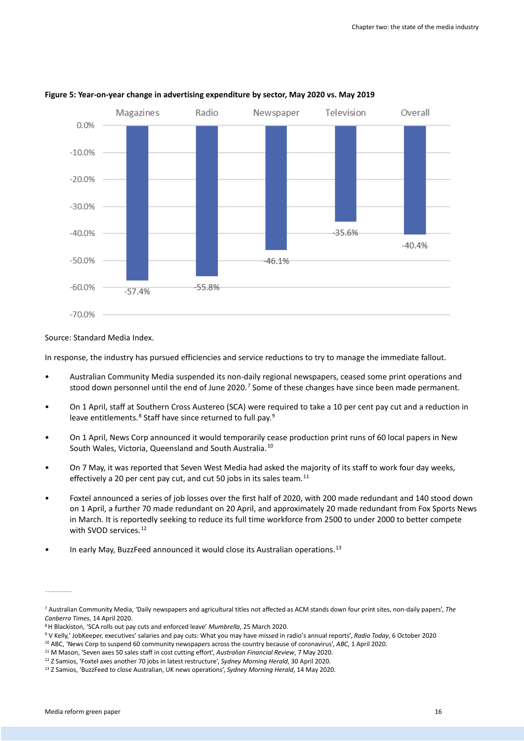**Figure 5: Year-on-year change in advertising expenditure by sector, May 2020 vs. May 2019**

Magazines
Radio
Newspaper
Television
Overall

0.0%
-10.0%
-20.0%
-30.0%
-40.0%
-50.0%
-60.0%
-70.0%

-57.4%
-55.8%
-46.1%
-35.6%
-40.4%

Source: Standard Media Index.

In response, the industry has pursued efficiencies and service reductions to try to manage the immediate fallout.

- Australian Community Media suspended its non-daily regional newspapers, ceased some print operations and stood down personnel until the end of June 2020.[7] Some of these changes have since been made permanent.
- On 1 April, staff at Southern Cross Austereo (SCA) were required to take a 10 per cent pay cut and a reduction in leave entitlements.[8] Staff have since returned to full pay.[9]
- On 1 April, News Corp announced it would temporarily cease production print runs of 60 local papers in New South Wales, Victoria, Queensland and South Australia.[10]
- On 7 May, it was reported that Seven West Media had asked the majority of its staff to work four day weeks, effectively a 20 per cent pay cut, and cut 50 jobs in its sales team.[11]
- Foxtel announced a series of job losses over the first half of 2020, with 200 made redundant and 140 stood down on 1 April, a further 70 made redundant on 20 April, and approximately 20 made redundant from Fox Sports News in March. It is reportedly seeking to reduce its full time workforce from 2500 to under 2000 to better compete with SVOD services.[12]
- In early May, BuzzFeed announced it would close its Australian operations.[13]

---

[7] Australian Community Media, 'Daily newspapers and agricultural titles not affected as ACM stands down four print sites, non-daily papers', *The Canberra Times*, 14 April 2020.

[8] H Blackiston, 'SCA rolls out pay cuts and enforced leave' *Mumbrella*, 25 March 2020.

[9] V Kelly,' JobKeeper, executives' salaries and pay cuts: What you may have missed in radio's annual reports', *Radio Today*, 6 October 2020

[10] ABC, 'News Corp to suspend 60 community newspapers across the country because of coronavirus', *ABC*, 1 April 2020.

[11] M Mason, 'Seven axes 50 sales staff in cost cutting effort', *Australian Financial Review*, 7 May 2020.

[12] Z Samios, 'Foxtel axes another 70 jobs in latest restructure', *Sydney Morning Herald*, 30 April 2020.

[13] Z Samios, 'BuzzFeed to close Australian, UK news operations', *Sydney Morning Herald*, 14 May 2020.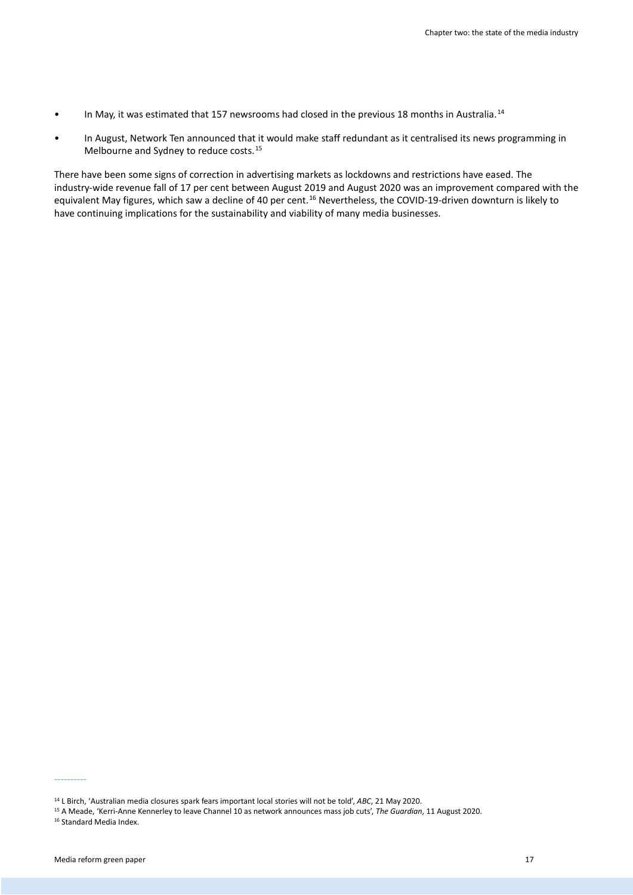- In May, it was estimated that 157 newsrooms had closed in the previous 18 months in Australia.[14]
- In August, Network Ten announced that it would make staff redundant as it centralised its news programming in Melbourne and Sydney to reduce costs.[15]

There have been some signs of correction in advertising markets as lockdowns and restrictions have eased. The industry-wide revenue fall of 17 per cent between August 2019 and August 2020 was an improvement compared with the equivalent May figures, which saw a decline of 40 per cent.[16] Nevertheless, the COVID-19-driven downturn is likely to have continuing implications for the sustainability and viability of many media businesses.

---

[14] L Birch, 'Australian media closures spark fears important local stories will not be told', *ABC*, 21 May 2020.

[15] A Meade, 'Kerri-Anne Kennerley to leave Channel 10 as network announces mass job cuts', *The Guardian*, 11 August 2020.

[16] Standard Media Index.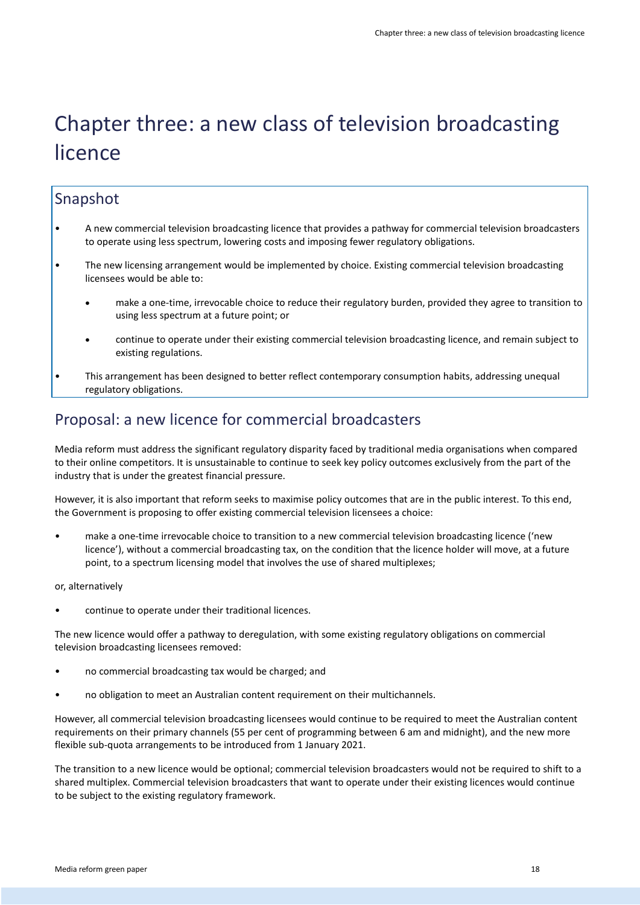# Chapter three: a new class of television broadcasting licence

## Snapshot

- A new commercial television broadcasting licence that provides a pathway for commercial television broadcasters to operate using less spectrum, lowering costs and imposing fewer regulatory obligations.
- The new licensing arrangement would be implemented by choice. Existing commercial television broadcasting licensees would be able to:
  - make a one-time, irrevocable choice to reduce their regulatory burden, provided they agree to transition to using less spectrum at a future point; or
  - continue to operate under their existing commercial television broadcasting licence, and remain subject to existing regulations.
- This arrangement has been designed to better reflect contemporary consumption habits, addressing unequal regulatory obligations.

## Proposal: a new licence for commercial broadcasters

Media reform must address the significant regulatory disparity faced by traditional media organisations when compared to their online competitors. It is unsustainable to continue to seek key policy outcomes exclusively from the part of the industry that is under the greatest financial pressure.

However, it is also important that reform seeks to maximise policy outcomes that are in the public interest. To this end, the Government is proposing to offer existing commercial television licensees a choice:

- make a one-time irrevocable choice to transition to a new commercial television broadcasting licence ('new licence'), without a commercial broadcasting tax, on the condition that the licence holder will move, at a future point, to a spectrum licensing model that involves the use of shared multiplexes;

or, alternatively

- continue to operate under their traditional licences.

The new licence would offer a pathway to deregulation, with some existing regulatory obligations on commercial television broadcasting licensees removed:

- no commercial broadcasting tax would be charged; and
- no obligation to meet an Australian content requirement on their multichannels.

However, all commercial television broadcasting licensees would continue to be required to meet the Australian content requirements on their primary channels (55 per cent of programming between 6 am and midnight), and the new more flexible sub-quota arrangements to be introduced from 1 January 2021.

The transition to a new licence would be optional; commercial television broadcasters would not be required to shift to a shared multiplex. Commercial television broadcasters that want to operate under their existing licences would continue to be subject to the existing regulatory framework.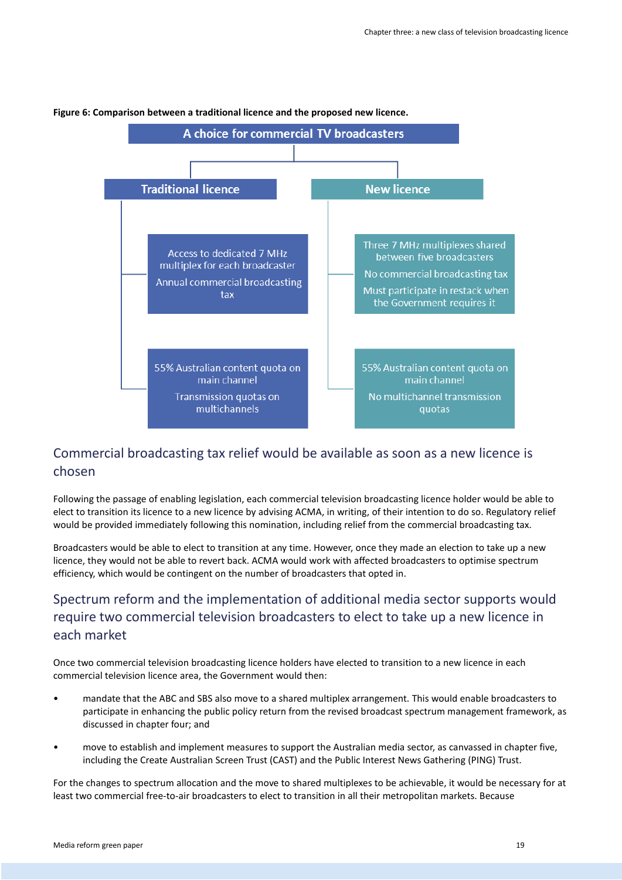**Figure 6: Comparison between a traditional licence and the proposed new licence.**

A choice for commercial TV broadcasters

Traditional licence

Access to dedicated 7 MHz multiplex for each broadcaster

Annual commercial broadcasting tax

55% Australian content quota on main channel

Transmission quotas on multichannels

New licence

Three 7 MHz multiplexes shared between five broadcasters

No commercial broadcasting tax

Must participate in restack when the Government requires it

55% Australian content quota on main channel

No multichannel transmission quotas

## Commercial broadcasting tax relief would be available as soon as a new licence is chosen

Following the passage of enabling legislation, each commercial television broadcasting licence holder would be able to elect to transition its licence to a new licence by advising ACMA, in writing, of their intention to do so. Regulatory relief would be provided immediately following this nomination, including relief from the commercial broadcasting tax.

Broadcasters would be able to elect to transition at any time. However, once they made an election to take up a new licence, they would not be able to revert back. ACMA would work with affected broadcasters to optimise spectrum efficiency, which would be contingent on the number of broadcasters that opted in.

## Spectrum reform and the implementation of additional media sector supports would require two commercial television broadcasters to elect to take up a new licence in each market

Once two commercial television broadcasting licence holders have elected to transition to a new licence in each commercial television licence area, the Government would then:

- mandate that the ABC and SBS also move to a shared multiplex arrangement. This would enable broadcasters to participate in enhancing the public policy return from the revised broadcast spectrum management framework, as discussed in chapter four; and
- move to establish and implement measures to support the Australian media sector, as canvassed in chapter five, including the Create Australian Screen Trust (CAST) and the Public Interest News Gathering (PING) Trust.

For the changes to spectrum allocation and the move to shared multiplexes to be achievable, it would be necessary for at least two commercial free-to-air broadcasters to elect to transition in all their metropolitan markets. Because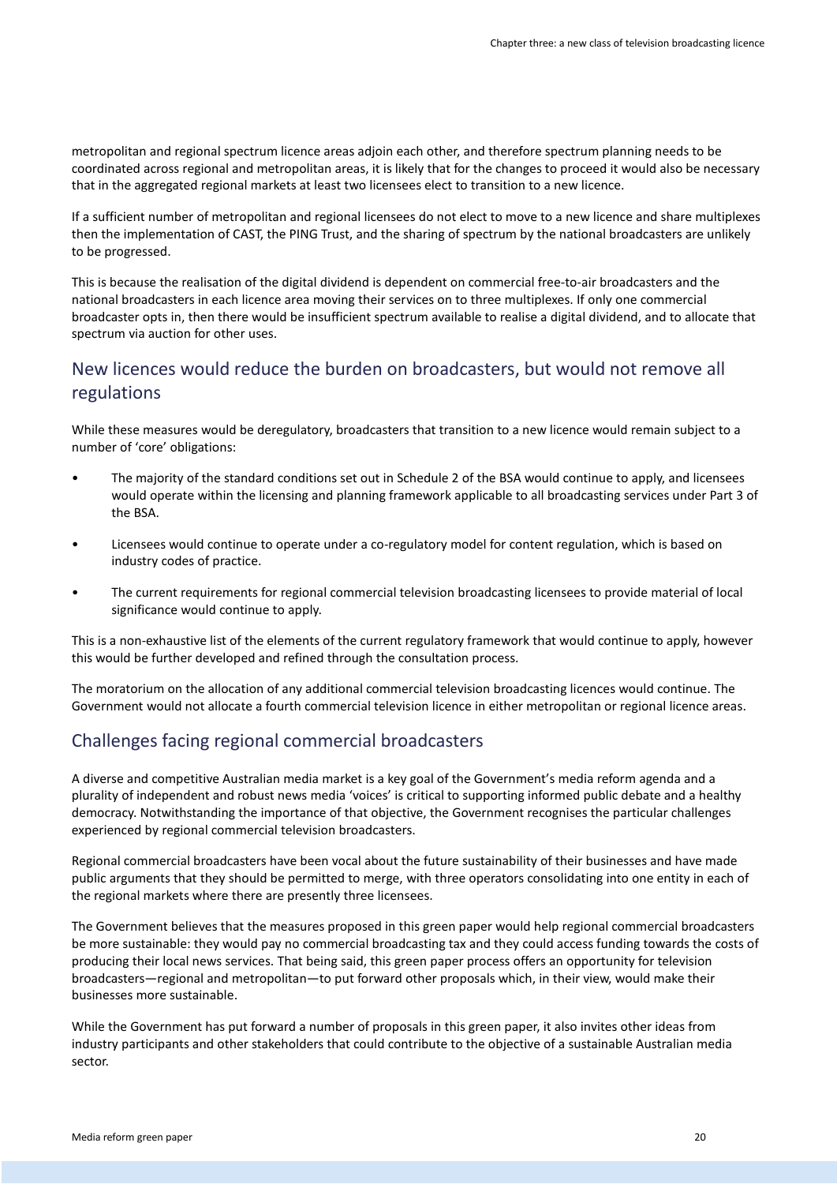metropolitan and regional spectrum licence areas adjoin each other, and therefore spectrum planning needs to be coordinated across regional and metropolitan areas, it is likely that for the changes to proceed it would also be necessary that in the aggregated regional markets at least two licensees elect to transition to a new licence.

If a sufficient number of metropolitan and regional licensees do not elect to move to a new licence and share multiplexes then the implementation of CAST, the PING Trust, and the sharing of spectrum by the national broadcasters are unlikely to be progressed.

This is because the realisation of the digital dividend is dependent on commercial free-to-air broadcasters and the national broadcasters in each licence area moving their services on to three multiplexes. If only one commercial broadcaster opts in, then there would be insufficient spectrum available to realise a digital dividend, and to allocate that spectrum via auction for other uses.

## New licences would reduce the burden on broadcasters, but would not remove all regulations

While these measures would be deregulatory, broadcasters that transition to a new licence would remain subject to a number of 'core' obligations:

- The majority of the standard conditions set out in Schedule 2 of the BSA would continue to apply, and licensees would operate within the licensing and planning framework applicable to all broadcasting services under Part 3 of the BSA.
- Licensees would continue to operate under a co-regulatory model for content regulation, which is based on industry codes of practice.
- The current requirements for regional commercial television broadcasting licensees to provide material of local significance would continue to apply.

This is a non-exhaustive list of the elements of the current regulatory framework that would continue to apply, however this would be further developed and refined through the consultation process.

The moratorium on the allocation of any additional commercial television broadcasting licences would continue. The Government would not allocate a fourth commercial television licence in either metropolitan or regional licence areas.

## Challenges facing regional commercial broadcasters

A diverse and competitive Australian media market is a key goal of the Government's media reform agenda and a plurality of independent and robust news media 'voices' is critical to supporting informed public debate and a healthy democracy. Notwithstanding the importance of that objective, the Government recognises the particular challenges experienced by regional commercial television broadcasters.

Regional commercial broadcasters have been vocal about the future sustainability of their businesses and have made public arguments that they should be permitted to merge, with three operators consolidating into one entity in each of the regional markets where there are presently three licensees.

The Government believes that the measures proposed in this green paper would help regional commercial broadcasters be more sustainable: they would pay no commercial broadcasting tax and they could access funding towards the costs of producing their local news services. That being said, this green paper process offers an opportunity for television broadcasters—regional and metropolitan—to put forward other proposals which, in their view, would make their businesses more sustainable.

While the Government has put forward a number of proposals in this green paper, it also invites other ideas from industry participants and other stakeholders that could contribute to the objective of a sustainable Australian media sector.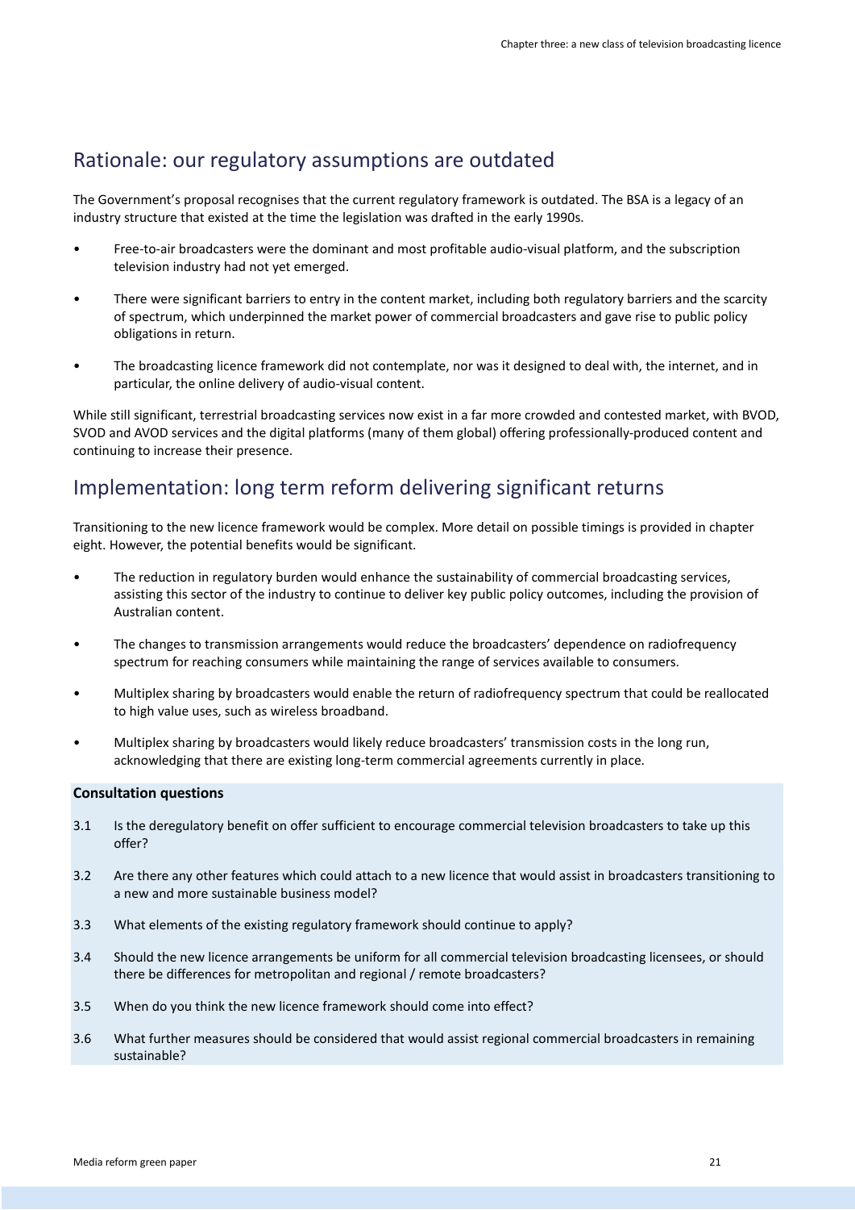## Rationale: our regulatory assumptions are outdated

The Government's proposal recognises that the current regulatory framework is outdated. The BSA is a legacy of an industry structure that existed at the time the legislation was drafted in the early 1990s.

- Free-to-air broadcasters were the dominant and most profitable audio-visual platform, and the subscription television industry had not yet emerged.
- There were significant barriers to entry in the content market, including both regulatory barriers and the scarcity of spectrum, which underpinned the market power of commercial broadcasters and gave rise to public policy obligations in return.
- The broadcasting licence framework did not contemplate, nor was it designed to deal with, the internet, and in particular, the online delivery of audio-visual content.

While still significant, terrestrial broadcasting services now exist in a far more crowded and contested market, with BVOD, SVOD and AVOD services and the digital platforms (many of them global) offering professionally-produced content and continuing to increase their presence.

## Implementation: long term reform delivering significant returns

Transitioning to the new licence framework would be complex. More detail on possible timings is provided in chapter eight. However, the potential benefits would be significant.

- The reduction in regulatory burden would enhance the sustainability of commercial broadcasting services, assisting this sector of the industry to continue to deliver key public policy outcomes, including the provision of Australian content.
- The changes to transmission arrangements would reduce the broadcasters' dependence on radiofrequency spectrum for reaching consumers while maintaining the range of services available to consumers.
- Multiplex sharing by broadcasters would enable the return of radiofrequency spectrum that could be reallocated to high value uses, such as wireless broadband.
- Multiplex sharing by broadcasters would likely reduce broadcasters' transmission costs in the long run, acknowledging that there are existing long-term commercial agreements currently in place.

**Consultation questions**

3.1 Is the deregulatory benefit on offer sufficient to encourage commercial television broadcasters to take up this offer?

3.2 Are there any other features which could attach to a new licence that would assist in broadcasters transitioning to a new and more sustainable business model?

3.3 What elements of the existing regulatory framework should continue to apply?

3.4 Should the new licence arrangements be uniform for all commercial television broadcasting licensees, or should there be differences for metropolitan and regional / remote broadcasters?

3.5 When do you think the new licence framework should come into effect?

3.6 What further measures should be considered that would assist regional commercial broadcasters in remaining sustainable?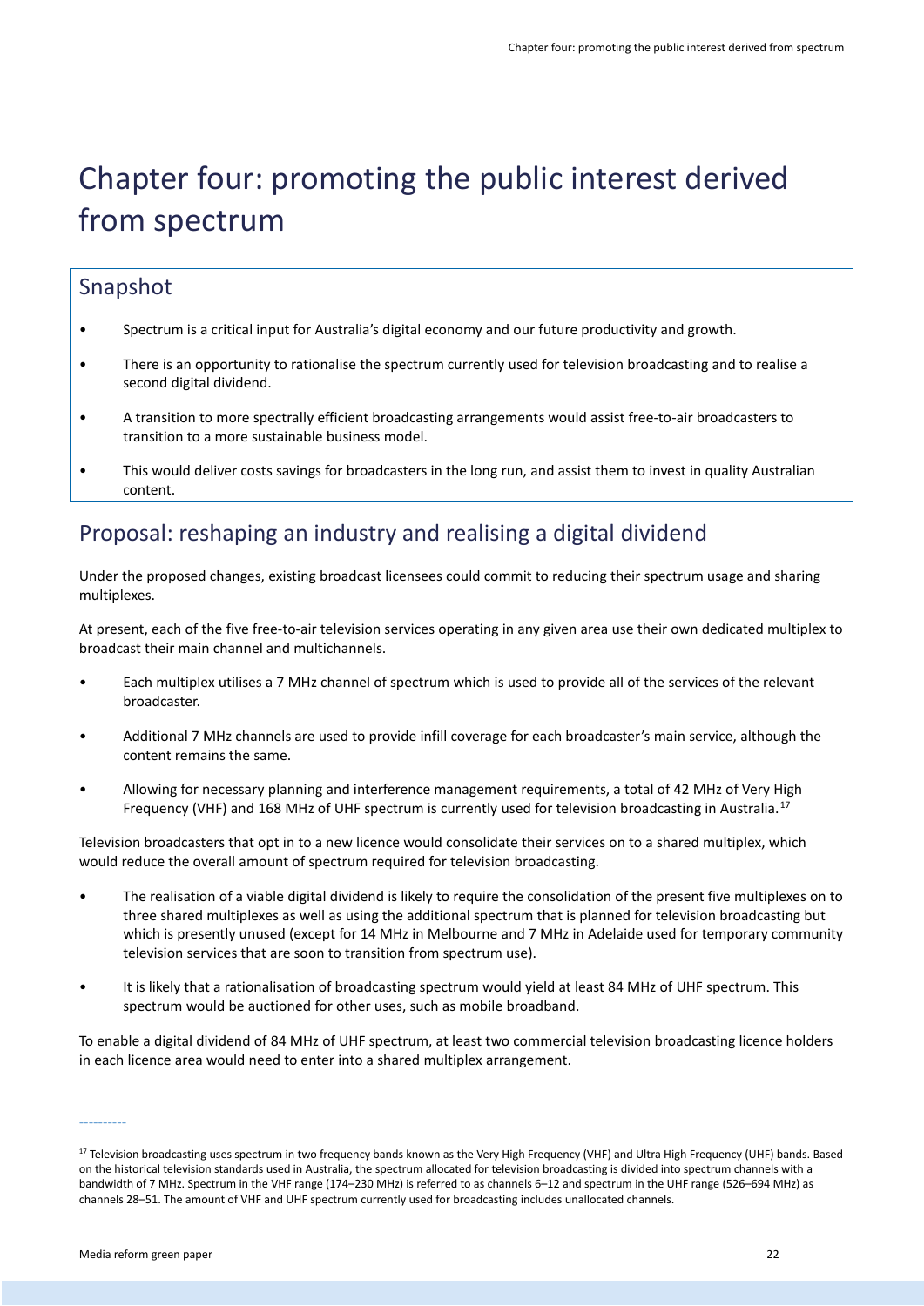# Chapter four: promoting the public interest derived from spectrum

## Snapshot

- Spectrum is a critical input for Australia's digital economy and our future productivity and growth.
- There is an opportunity to rationalise the spectrum currently used for television broadcasting and to realise a second digital dividend.
- A transition to more spectrally efficient broadcasting arrangements would assist free-to-air broadcasters to transition to a more sustainable business model.
- This would deliver costs savings for broadcasters in the long run, and assist them to invest in quality Australian content.

## Proposal: reshaping an industry and realising a digital dividend

Under the proposed changes, existing broadcast licensees could commit to reducing their spectrum usage and sharing multiplexes.

At present, each of the five free-to-air television services operating in any given area use their own dedicated multiplex to broadcast their main channel and multichannels.

- Each multiplex utilises a 7 MHz channel of spectrum which is used to provide all of the services of the relevant broadcaster.
- Additional 7 MHz channels are used to provide infill coverage for each broadcaster's main service, although the content remains the same.
- Allowing for necessary planning and interference management requirements, a total of 42 MHz of Very High Frequency (VHF) and 168 MHz of UHF spectrum is currently used for television broadcasting in Australia.[17]

Television broadcasters that opt in to a new licence would consolidate their services on to a shared multiplex, which would reduce the overall amount of spectrum required for television broadcasting.

- The realisation of a viable digital dividend is likely to require the consolidation of the present five multiplexes on to three shared multiplexes as well as using the additional spectrum that is planned for television broadcasting but which is presently unused (except for 14 MHz in Melbourne and 7 MHz in Adelaide used for temporary community television services that are soon to transition from spectrum use).
- It is likely that a rationalisation of broadcasting spectrum would yield at least 84 MHz of UHF spectrum. This spectrum would be auctioned for other uses, such as mobile broadband.

To enable a digital dividend of 84 MHz of UHF spectrum, at least two commercial television broadcasting licence holders in each licence area would need to enter into a shared multiplex arrangement.

---

[17] Television broadcasting uses spectrum in two frequency bands known as the Very High Frequency (VHF) and Ultra High Frequency (UHF) bands. Based on the historical television standards used in Australia, the spectrum allocated for television broadcasting is divided into spectrum channels with a bandwidth of 7 MHz. Spectrum in the VHF range (174–230 MHz) is referred to as channels 6–12 and spectrum in the UHF range (526–694 MHz) as channels 28–51. The amount of VHF and UHF spectrum currently used for broadcasting includes unallocated channels.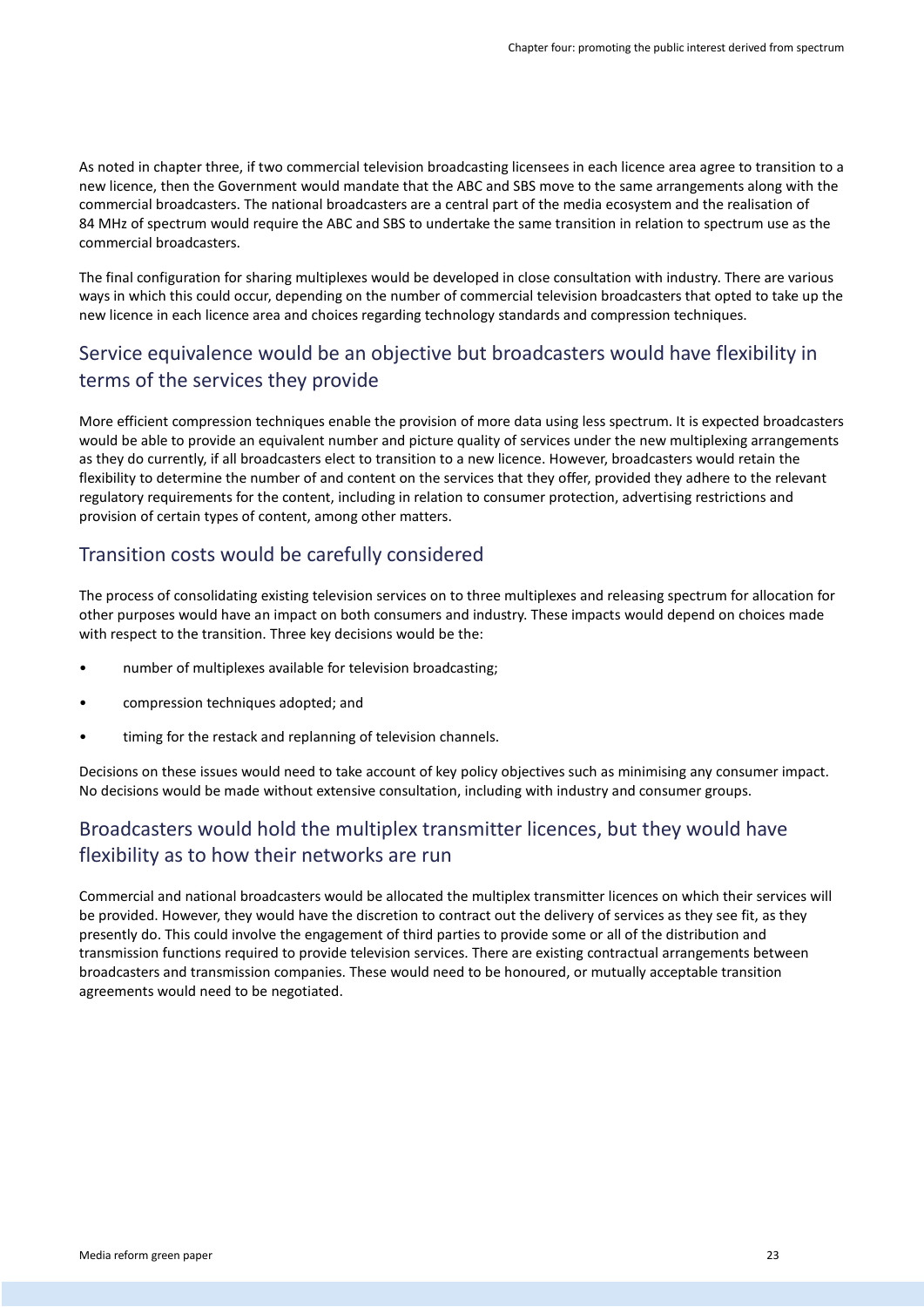As noted in chapter three, if two commercial television broadcasting licensees in each licence area agree to transition to a new licence, then the Government would mandate that the ABC and SBS move to the same arrangements along with the commercial broadcasters. The national broadcasters are a central part of the media ecosystem and the realisation of 84 MHz of spectrum would require the ABC and SBS to undertake the same transition in relation to spectrum use as the commercial broadcasters.

The final configuration for sharing multiplexes would be developed in close consultation with industry. There are various ways in which this could occur, depending on the number of commercial television broadcasters that opted to take up the new licence in each licence area and choices regarding technology standards and compression techniques.

## Service equivalence would be an objective but broadcasters would have flexibility in terms of the services they provide

More efficient compression techniques enable the provision of more data using less spectrum. It is expected broadcasters would be able to provide an equivalent number and picture quality of services under the new multiplexing arrangements as they do currently, if all broadcasters elect to transition to a new licence. However, broadcasters would retain the flexibility to determine the number of and content on the services that they offer, provided they adhere to the relevant regulatory requirements for the content, including in relation to consumer protection, advertising restrictions and provision of certain types of content, among other matters.

## Transition costs would be carefully considered

The process of consolidating existing television services on to three multiplexes and releasing spectrum for allocation for other purposes would have an impact on both consumers and industry. These impacts would depend on choices made with respect to the transition. Three key decisions would be the:

- number of multiplexes available for television broadcasting;
- compression techniques adopted; and
- timing for the restack and replanning of television channels.

Decisions on these issues would need to take account of key policy objectives such as minimising any consumer impact. No decisions would be made without extensive consultation, including with industry and consumer groups.

## Broadcasters would hold the multiplex transmitter licences, but they would have flexibility as to how their networks are run

Commercial and national broadcasters would be allocated the multiplex transmitter licences on which their services will be provided. However, they would have the discretion to contract out the delivery of services as they see fit, as they presently do. This could involve the engagement of third parties to provide some or all of the distribution and transmission functions required to provide television services. There are existing contractual arrangements between broadcasters and transmission companies. These would need to be honoured, or mutually acceptable transition agreements would need to be negotiated.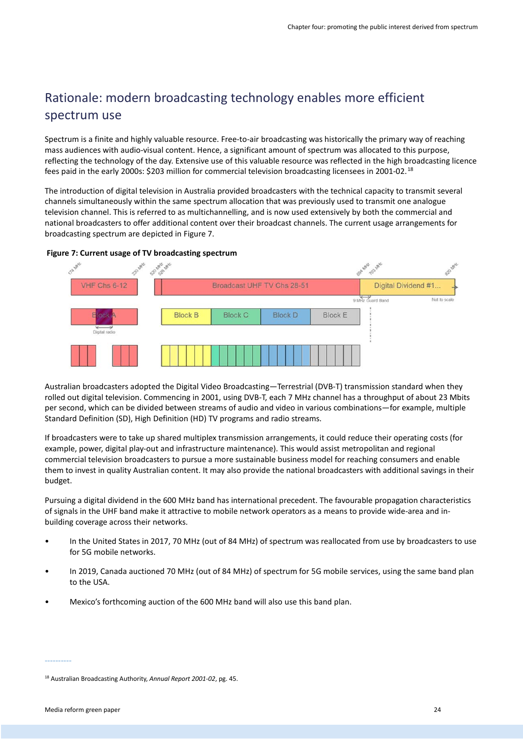## Rationale: modern broadcasting technology enables more efficient spectrum use

Spectrum is a finite and highly valuable resource. Free-to-air broadcasting was historically the primary way of reaching mass audiences with audio-visual content. Hence, a significant amount of spectrum was allocated to this purpose, reflecting the technology of the day. Extensive use of this valuable resource was reflected in the high broadcasting licence fees paid in the early 2000s: $203 million for commercial television broadcasting licensees in 2001-02.[18]

The introduction of digital television in Australia provided broadcasters with the technical capacity to transmit several channels simultaneously within the same spectrum allocation that was previously used to transmit one analogue television channel. This is referred to as multichannelling, and is now used extensively by both the commercial and national broadcasters to offer additional content over their broadcast channels. The current usage arrangements for broadcasting spectrum are depicted in Figure 7.

**Figure 7: Current usage of TV broadcasting spectrum**

174 MHz
230 MHz
520 MHz
526 MHz
694 MHz
703 MHz
820 MHz
VHF Chs 6-12
Broadcast UHF TV Chs 28-51
Digital Dividend #1...
9 MHz Guard Band
Not to scale
Block A
Digital radio
Block B
Block C
Block D
Block E

Australian broadcasters adopted the Digital Video Broadcasting—Terrestrial (DVB-T) transmission standard when they rolled out digital television. Commencing in 2001, using DVB-T, each 7 MHz channel has a throughput of about 23 Mbits per second, which can be divided between streams of audio and video in various combinations—for example, multiple Standard Definition (SD), High Definition (HD) TV programs and radio streams.

If broadcasters were to take up shared multiplex transmission arrangements, it could reduce their operating costs (for example, power, digital play-out and infrastructure maintenance). This would assist metropolitan and regional commercial television broadcasters to pursue a more sustainable business model for reaching consumers and enable them to invest in quality Australian content. It may also provide the national broadcasters with additional savings in their budget.

Pursuing a digital dividend in the 600 MHz band has international precedent. The favourable propagation characteristics of signals in the UHF band make it attractive to mobile network operators as a means to provide wide-area and in-building coverage across their networks.

- In the United States in 2017, 70 MHz (out of 84 MHz) of spectrum was reallocated from use by broadcasters to use for 5G mobile networks.
- In 2019, Canada auctioned 70 MHz (out of 84 MHz) of spectrum for 5G mobile services, using the same band plan to the USA.
- Mexico's forthcoming auction of the 600 MHz band will also use this band plan.

---

[18] Australian Broadcasting Authority, *Annual Report 2001-02*, pg. 45.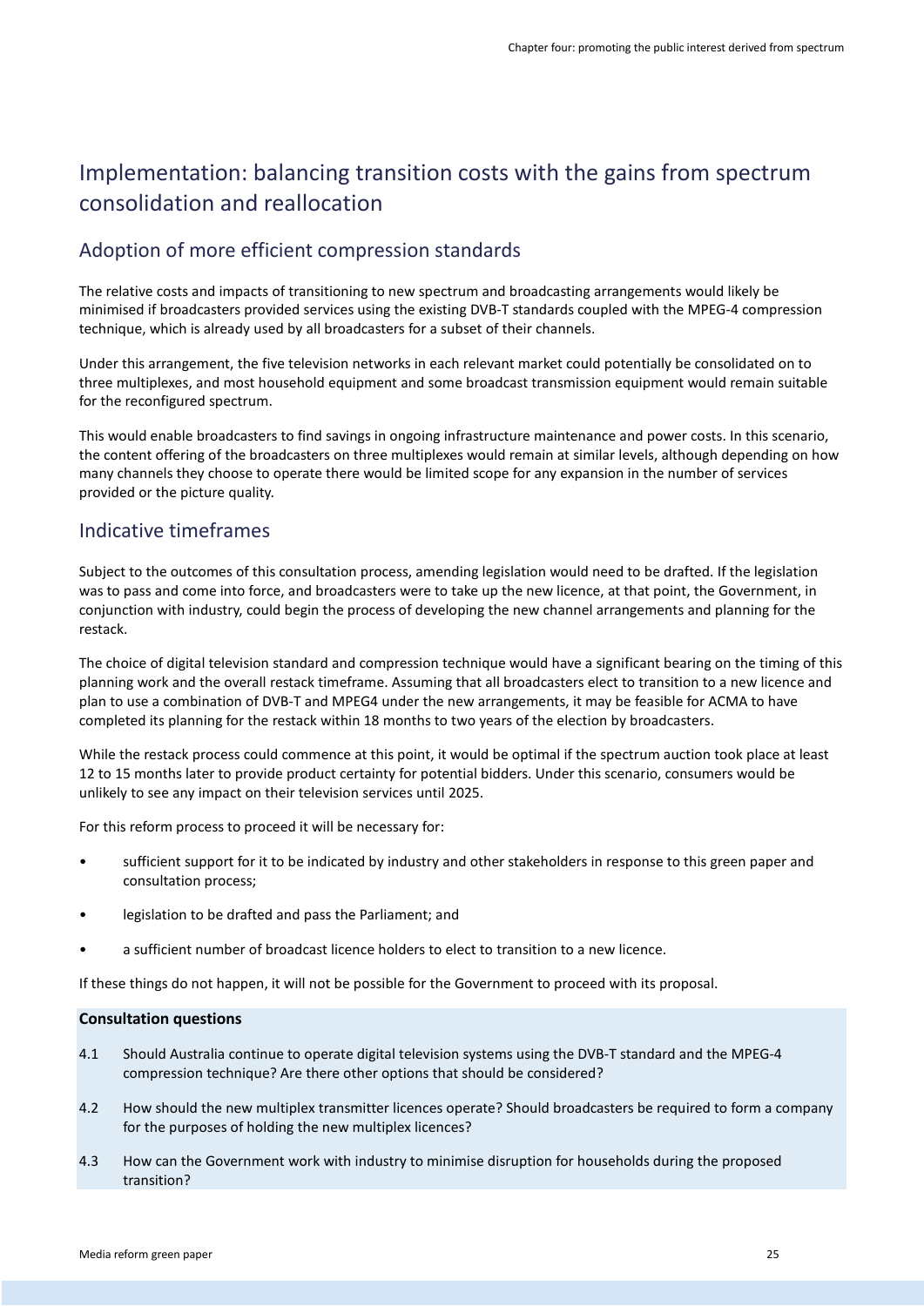# Implementation: balancing transition costs with the gains from spectrum consolidation and reallocation

## Adoption of more efficient compression standards

The relative costs and impacts of transitioning to new spectrum and broadcasting arrangements would likely be minimised if broadcasters provided services using the existing DVB-T standards coupled with the MPEG-4 compression technique, which is already used by all broadcasters for a subset of their channels.

Under this arrangement, the five television networks in each relevant market could potentially be consolidated on to three multiplexes, and most household equipment and some broadcast transmission equipment would remain suitable for the reconfigured spectrum.

This would enable broadcasters to find savings in ongoing infrastructure maintenance and power costs. In this scenario, the content offering of the broadcasters on three multiplexes would remain at similar levels, although depending on how many channels they choose to operate there would be limited scope for any expansion in the number of services provided or the picture quality.

## Indicative timeframes

Subject to the outcomes of this consultation process, amending legislation would need to be drafted. If the legislation was to pass and come into force, and broadcasters were to take up the new licence, at that point, the Government, in conjunction with industry, could begin the process of developing the new channel arrangements and planning for the restack.

The choice of digital television standard and compression technique would have a significant bearing on the timing of this planning work and the overall restack timeframe. Assuming that all broadcasters elect to transition to a new licence and plan to use a combination of DVB-T and MPEG4 under the new arrangements, it may be feasible for ACMA to have completed its planning for the restack within 18 months to two years of the election by broadcasters.

While the restack process could commence at this point, it would be optimal if the spectrum auction took place at least 12 to 15 months later to provide product certainty for potential bidders. Under this scenario, consumers would be unlikely to see any impact on their television services until 2025.

For this reform process to proceed it will be necessary for:

- sufficient support for it to be indicated by industry and other stakeholders in response to this green paper and consultation process;
- legislation to be drafted and pass the Parliament; and
- a sufficient number of broadcast licence holders to elect to transition to a new licence.

If these things do not happen, it will not be possible for the Government to proceed with its proposal.

**Consultation questions**

4.1 Should Australia continue to operate digital television systems using the DVB-T standard and the MPEG-4 compression technique? Are there other options that should be considered?

4.2 How should the new multiplex transmitter licences operate? Should broadcasters be required to form a company for the purposes of holding the new multiplex licences?

4.3 How can the Government work with industry to minimise disruption for households during the proposed transition?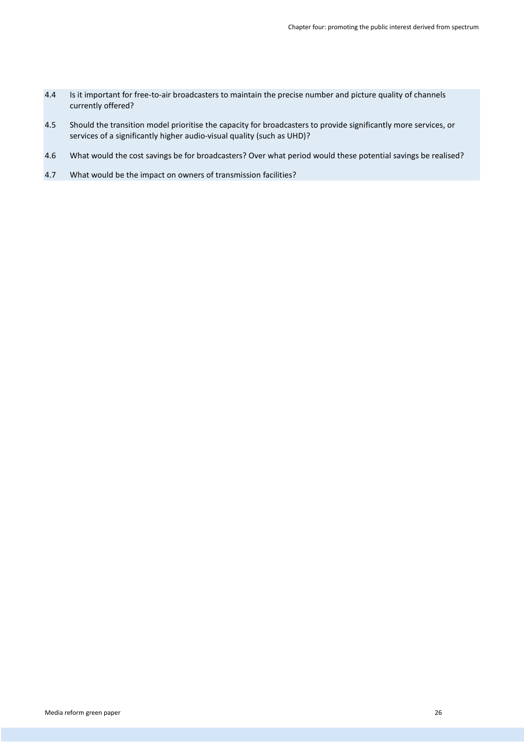4.4 Is it important for free-to-air broadcasters to maintain the precise number and picture quality of channels currently offered?

4.5 Should the transition model prioritise the capacity for broadcasters to provide significantly more services, or services of a significantly higher audio-visual quality (such as UHD)?

4.6 What would the cost savings be for broadcasters? Over what period would these potential savings be realised?

4.7 What would be the impact on owners of transmission facilities?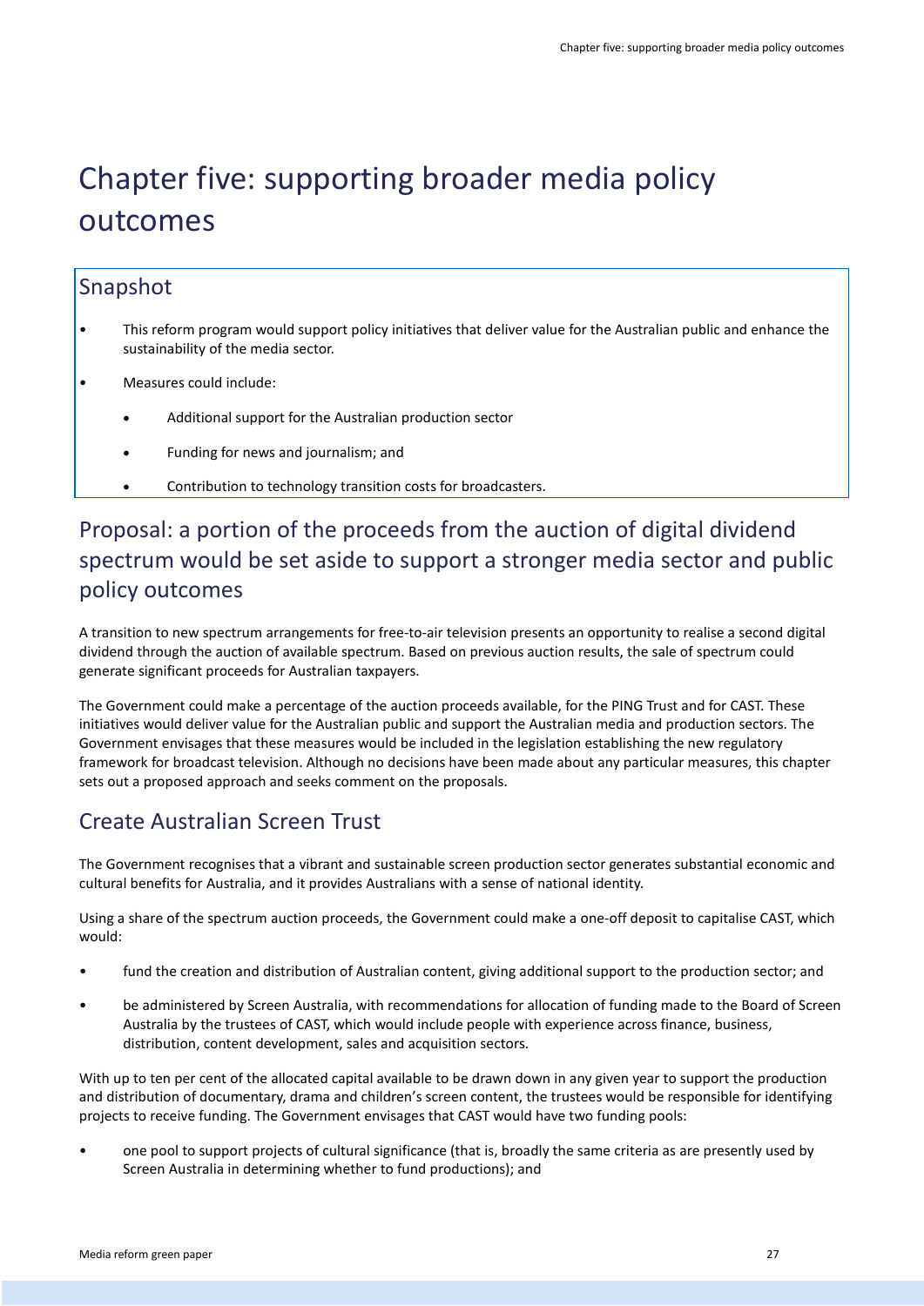// 
# Chapter five: supporting broader media policy outcomes

## Snapshot

- This reform program would support policy initiatives that deliver value for the Australian public and enhance the sustainability of the media sector.
- Measures could include:
  - Additional support for the Australian production sector
  - Funding for news and journalism; and
  - Contribution to technology transition costs for broadcasters.

## Proposal: a portion of the proceeds from the auction of digital dividend spectrum would be set aside to support a stronger media sector and public policy outcomes

A transition to new spectrum arrangements for free-to-air television presents an opportunity to realise a second digital dividend through the auction of available spectrum. Based on previous auction results, the sale of spectrum could generate significant proceeds for Australian taxpayers.

The Government could make a percentage of the auction proceeds available, for the PING Trust and for CAST. These initiatives would deliver value for the Australian public and support the Australian media and production sectors. The Government envisages that these measures would be included in the legislation establishing the new regulatory framework for broadcast television. Although no decisions have been made about any particular measures, this chapter sets out a proposed approach and seeks comment on the proposals.

## Create Australian Screen Trust

The Government recognises that a vibrant and sustainable screen production sector generates substantial economic and cultural benefits for Australia, and it provides Australians with a sense of national identity.

Using a share of the spectrum auction proceeds, the Government could make a one-off deposit to capitalise CAST, which would:

- fund the creation and distribution of Australian content, giving additional support to the production sector; and
- be administered by Screen Australia, with recommendations for allocation of funding made to the Board of Screen Australia by the trustees of CAST, which would include people with experience across finance, business, distribution, content development, sales and acquisition sectors.

With up to ten per cent of the allocated capital available to be drawn down in any given year to support the production and distribution of documentary, drama and children's screen content, the trustees would be responsible for identifying projects to receive funding. The Government envisages that CAST would have two funding pools:

- one pool to support projects of cultural significance (that is, broadly the same criteria as are presently used by Screen Australia in determining whether to fund productions); and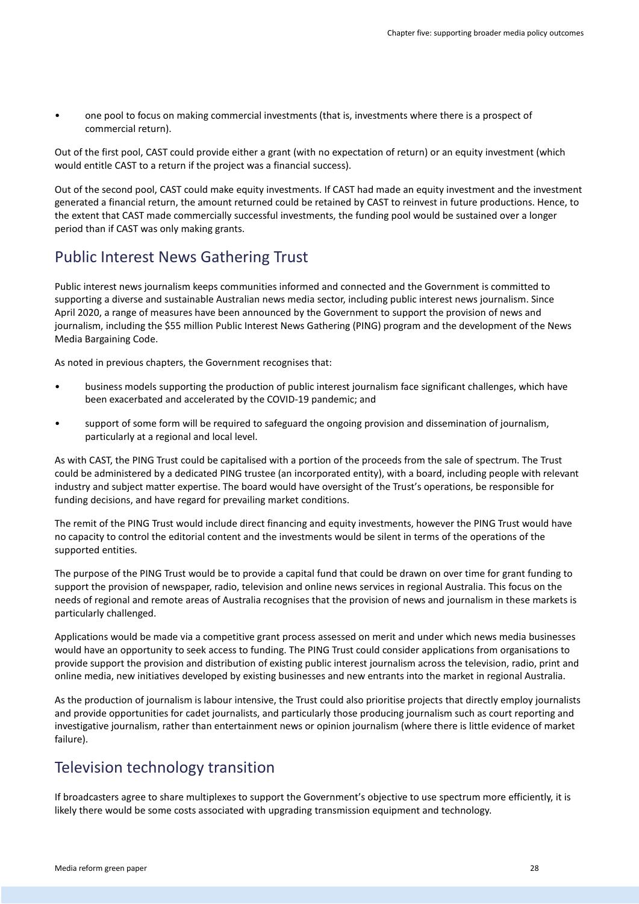- one pool to focus on making commercial investments (that is, investments where there is a prospect of commercial return).

Out of the first pool, CAST could provide either a grant (with no expectation of return) or an equity investment (which would entitle CAST to a return if the project was a financial success).

Out of the second pool, CAST could make equity investments. If CAST had made an equity investment and the investment generated a financial return, the amount returned could be retained by CAST to reinvest in future productions. Hence, to the extent that CAST made commercially successful investments, the funding pool would be sustained over a longer period than if CAST was only making grants.

## Public Interest News Gathering Trust

Public interest news journalism keeps communities informed and connected and the Government is committed to supporting a diverse and sustainable Australian news media sector, including public interest news journalism. Since April 2020, a range of measures have been announced by the Government to support the provision of news and journalism, including the $55 million Public Interest News Gathering (PING) program and the development of the News Media Bargaining Code.

As noted in previous chapters, the Government recognises that:

- business models supporting the production of public interest journalism face significant challenges, which have been exacerbated and accelerated by the COVID-19 pandemic; and
- support of some form will be required to safeguard the ongoing provision and dissemination of journalism, particularly at a regional and local level.

As with CAST, the PING Trust could be capitalised with a portion of the proceeds from the sale of spectrum. The Trust could be administered by a dedicated PING trustee (an incorporated entity), with a board, including people with relevant industry and subject matter expertise. The board would have oversight of the Trust's operations, be responsible for funding decisions, and have regard for prevailing market conditions.

The remit of the PING Trust would include direct financing and equity investments, however the PING Trust would have no capacity to control the editorial content and the investments would be silent in terms of the operations of the supported entities.

The purpose of the PING Trust would be to provide a capital fund that could be drawn on over time for grant funding to support the provision of newspaper, radio, television and online news services in regional Australia. This focus on the needs of regional and remote areas of Australia recognises that the provision of news and journalism in these markets is particularly challenged.

Applications would be made via a competitive grant process assessed on merit and under which news media businesses would have an opportunity to seek access to funding. The PING Trust could consider applications from organisations to provide support the provision and distribution of existing public interest journalism across the television, radio, print and online media, new initiatives developed by existing businesses and new entrants into the market in regional Australia.

As the production of journalism is labour intensive, the Trust could also prioritise projects that directly employ journalists and provide opportunities for cadet journalists, and particularly those producing journalism such as court reporting and investigative journalism, rather than entertainment news or opinion journalism (where there is little evidence of market failure).

## Television technology transition

If broadcasters agree to share multiplexes to support the Government's objective to use spectrum more efficiently, it is likely there would be some costs associated with upgrading transmission equipment and technology.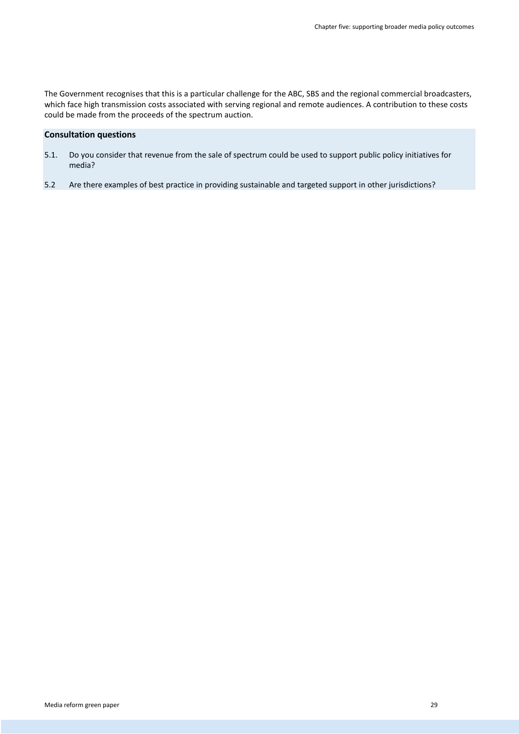The Government recognises that this is a particular challenge for the ABC, SBS and the regional commercial broadcasters, which face high transmission costs associated with serving regional and remote audiences. A contribution to these costs could be made from the proceeds of the spectrum auction.

**Consultation questions**

5.1. Do you consider that revenue from the sale of spectrum could be used to support public policy initiatives for media?

5.2 Are there examples of best practice in providing sustainable and targeted support in other jurisdictions?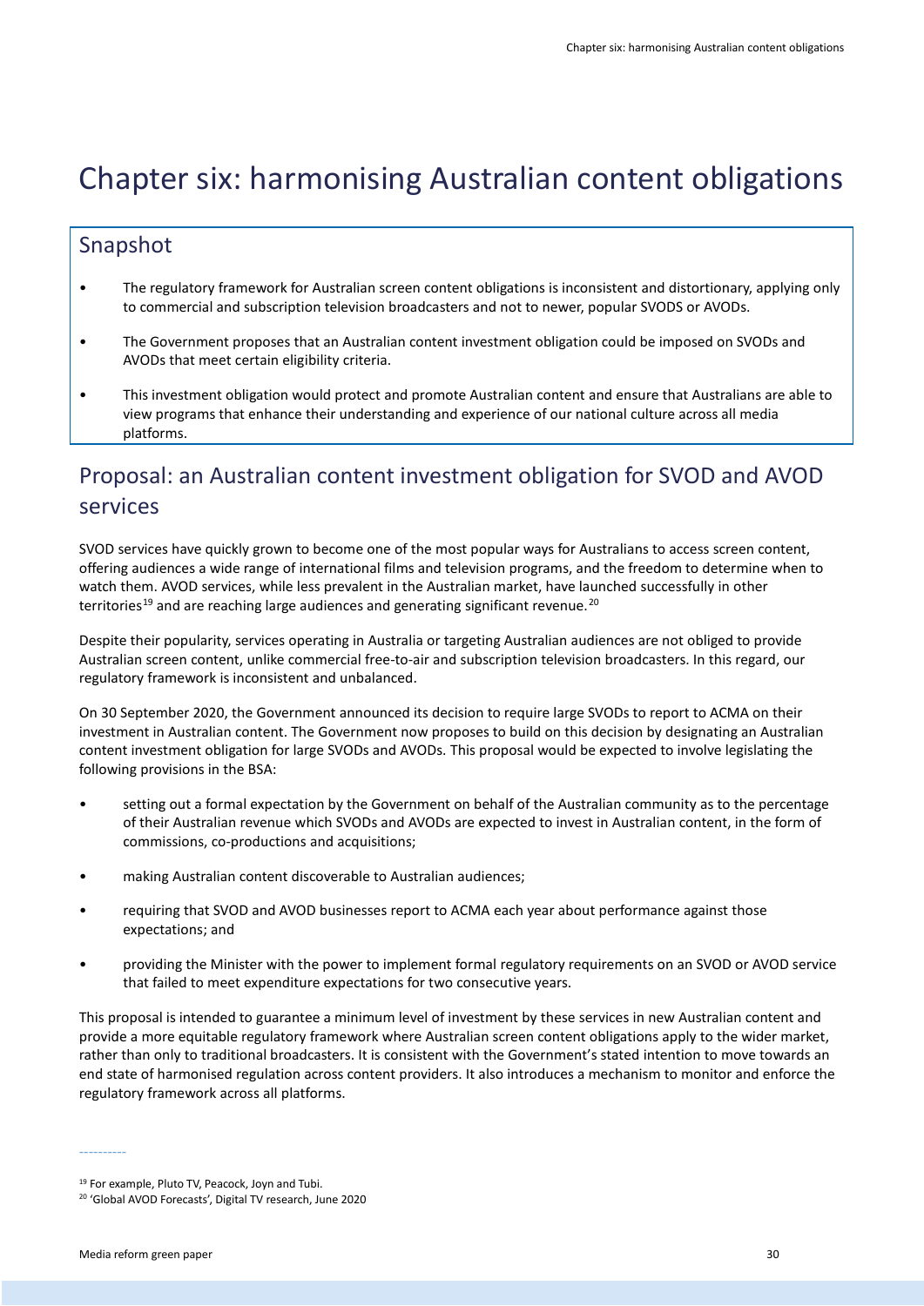# Chapter six: harmonising Australian content obligations

## Snapshot

- The regulatory framework for Australian screen content obligations is inconsistent and distortionary, applying only to commercial and subscription television broadcasters and not to newer, popular SVODS or AVODs.
- The Government proposes that an Australian content investment obligation could be imposed on SVODs and AVODs that meet certain eligibility criteria.
- This investment obligation would protect and promote Australian content and ensure that Australians are able to view programs that enhance their understanding and experience of our national culture across all media platforms.

## Proposal: an Australian content investment obligation for SVOD and AVOD services

SVOD services have quickly grown to become one of the most popular ways for Australians to access screen content, offering audiences a wide range of international films and television programs, and the freedom to determine when to watch them. AVOD services, while less prevalent in the Australian market, have launched successfully in other territories[19] and are reaching large audiences and generating significant revenue.[20]

Despite their popularity, services operating in Australia or targeting Australian audiences are not obliged to provide Australian screen content, unlike commercial free-to-air and subscription television broadcasters. In this regard, our regulatory framework is inconsistent and unbalanced.

On 30 September 2020, the Government announced its decision to require large SVODs to report to ACMA on their investment in Australian content. The Government now proposes to build on this decision by designating an Australian content investment obligation for large SVODs and AVODs. This proposal would be expected to involve legislating the following provisions in the BSA:

- setting out a formal expectation by the Government on behalf of the Australian community as to the percentage of their Australian revenue which SVODs and AVODs are expected to invest in Australian content, in the form of commissions, co-productions and acquisitions;
- making Australian content discoverable to Australian audiences;
- requiring that SVOD and AVOD businesses report to ACMA each year about performance against those expectations; and
- providing the Minister with the power to implement formal regulatory requirements on an SVOD or AVOD service that failed to meet expenditure expectations for two consecutive years.

This proposal is intended to guarantee a minimum level of investment by these services in new Australian content and provide a more equitable regulatory framework where Australian screen content obligations apply to the wider market, rather than only to traditional broadcasters. It is consistent with the Government's stated intention to move towards an end state of harmonised regulation across content providers. It also introduces a mechanism to monitor and enforce the regulatory framework across all platforms.

---

[19] For example, Pluto TV, Peacock, Joyn and Tubi.

[20] 'Global AVOD Forecasts', Digital TV research, June 2020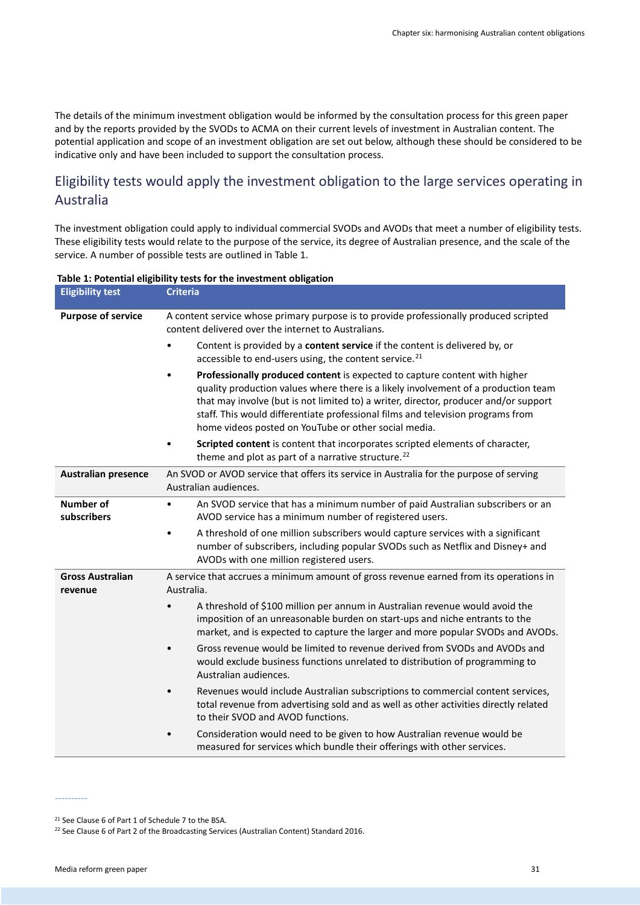The details of the minimum investment obligation would be informed by the consultation process for this green paper and by the reports provided by the SVODs to ACMA on their current levels of investment in Australian content. The potential application and scope of an investment obligation are set out below, although these should be considered to be indicative only and have been included to support the consultation process.

## Eligibility tests would apply the investment obligation to the large services operating in Australia

The investment obligation could apply to individual commercial SVODs and AVODs that meet a number of eligibility tests. These eligibility tests would relate to the purpose of the service, its degree of Australian presence, and the scale of the service. A number of possible tests are outlined in Table 1.

**Table 1: Potential eligibility tests for the investment obligation**

| Eligibility test | Criteria |
|---|---|
| **Purpose of service** | A content service whose primary purpose is to provide professionally produced scripted content delivered over the internet to Australians.<br>• Content is provided by a **content service** if the content is delivered by, or accessible to end-users using, the content service.[21]<br>• **Professionally produced content** is expected to capture content with higher quality production values where there is a likely involvement of a production team that may involve (but is not limited to) a writer, director, producer and/or support staff. This would differentiate professional films and television programs from home videos posted on YouTube or other social media.<br>• **Scripted content** is content that incorporates scripted elements of character, theme and plot as part of a narrative structure.[22] |
| **Australian presence** | An SVOD or AVOD service that offers its service in Australia for the purpose of serving Australian audiences. |
| **Number of subscribers** | • An SVOD service that has a minimum number of paid Australian subscribers or an AVOD service has a minimum number of registered users.<br>• A threshold of one million subscribers would capture services with a significant number of subscribers, including popular SVODs such as Netflix and Disney+ and AVODs with one million registered users. |
| **Gross Australian revenue** | A service that accrues a minimum amount of gross revenue earned from its operations in Australia.<br>• A threshold of $100 million per annum in Australian revenue would avoid the imposition of an unreasonable burden on start-ups and niche entrants to the market, and is expected to capture the larger and more popular SVODs and AVODs.<br>• Gross revenue would be limited to revenue derived from SVODs and AVODs and would exclude business functions unrelated to distribution of programming to Australian audiences.<br>• Revenues would include Australian subscriptions to commercial content services, total revenue from advertising sold and as well as other activities directly related to their SVOD and AVOD functions.<br>• Consideration would need to be given to how Australian revenue would be measured for services which bundle their offerings with other services. |

[21] See Clause 6 of Part 1 of Schedule 7 to the BSA.

[22] See Clause 6 of Part 2 of the Broadcasting Services (Australian Content) Standard 2016.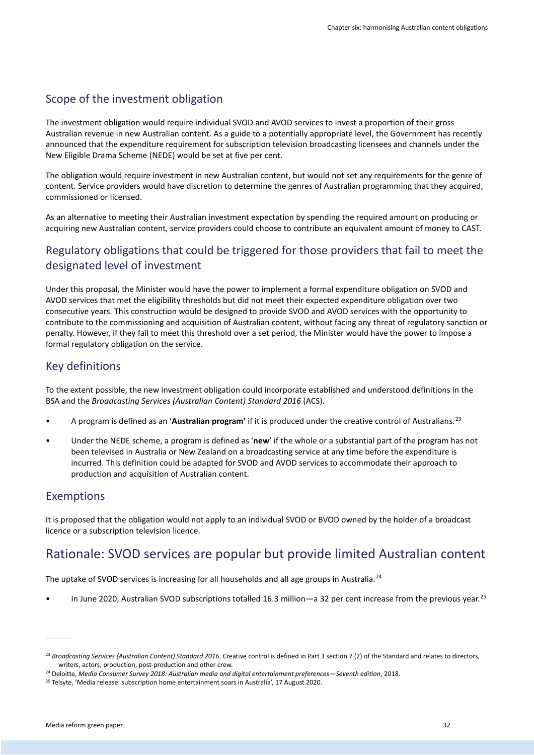## Scope of the investment obligation

The investment obligation would require individual SVOD and AVOD services to invest a proportion of their gross Australian revenue in new Australian content. As a guide to a potentially appropriate level, the Government has recently announced that the expenditure requirement for subscription television broadcasting licensees and channels under the New Eligible Drama Scheme (NEDE) would be set at five per cent.

The obligation would require investment in new Australian content, but would not set any requirements for the genre of content. Service providers would have discretion to determine the genres of Australian programming that they acquired, commissioned or licensed.

As an alternative to meeting their Australian investment expectation by spending the required amount on producing or acquiring new Australian content, service providers could choose to contribute an equivalent amount of money to CAST.

## Regulatory obligations that could be triggered for those providers that fail to meet the designated level of investment

Under this proposal, the Minister would have the power to implement a formal expenditure obligation on SVOD and AVOD services that met the eligibility thresholds but did not meet their expected expenditure obligation over two consecutive years. This construction would be designed to provide SVOD and AVOD services with the opportunity to contribute to the commissioning and acquisition of Australian content, without facing any threat of regulatory sanction or penalty. However, if they fail to meet this threshold over a set period, the Minister would have the power to impose a formal regulatory obligation on the service.

## Key definitions

To the extent possible, the new investment obligation could incorporate established and understood definitions in the BSA and the *Broadcasting Services (Australian Content) Standard 2016* (ACS).

- A program is defined as an '**Australian program'** if it is produced under the creative control of Australians.[23]
- Under the NEDE scheme, a program is defined as '**new**' if the whole or a substantial part of the program has not been televised in Australia or New Zealand on a broadcasting service at any time before the expenditure is incurred. This definition could be adapted for SVOD and AVOD services to accommodate their approach to production and acquisition of Australian content.

## Exemptions

It is proposed that the obligation would not apply to an individual SVOD or BVOD owned by the holder of a broadcast licence or a subscription television licence.

# Rationale: SVOD services are popular but provide limited Australian content

The uptake of SVOD services is increasing for all households and all age groups in Australia.[24]

- In June 2020, Australian SVOD subscriptions totalled 16.3 million—a 32 per cent increase from the previous year.[25]

---

[23] *Broadcasting Services (Australian Content) Standard 2016*. Creative control is defined in Part 3 section 7 (2) of the Standard and relates to directors, writers, actors, production, post-production and other crew.

[24] Deloitte, *Media Consumer Survey 2018: Australian media and digital entertainment preferences—Seventh edition*, 2018.

[25] Telsyte, 'Media release: subscription home entertainment soars in Australia', 17 August 2020.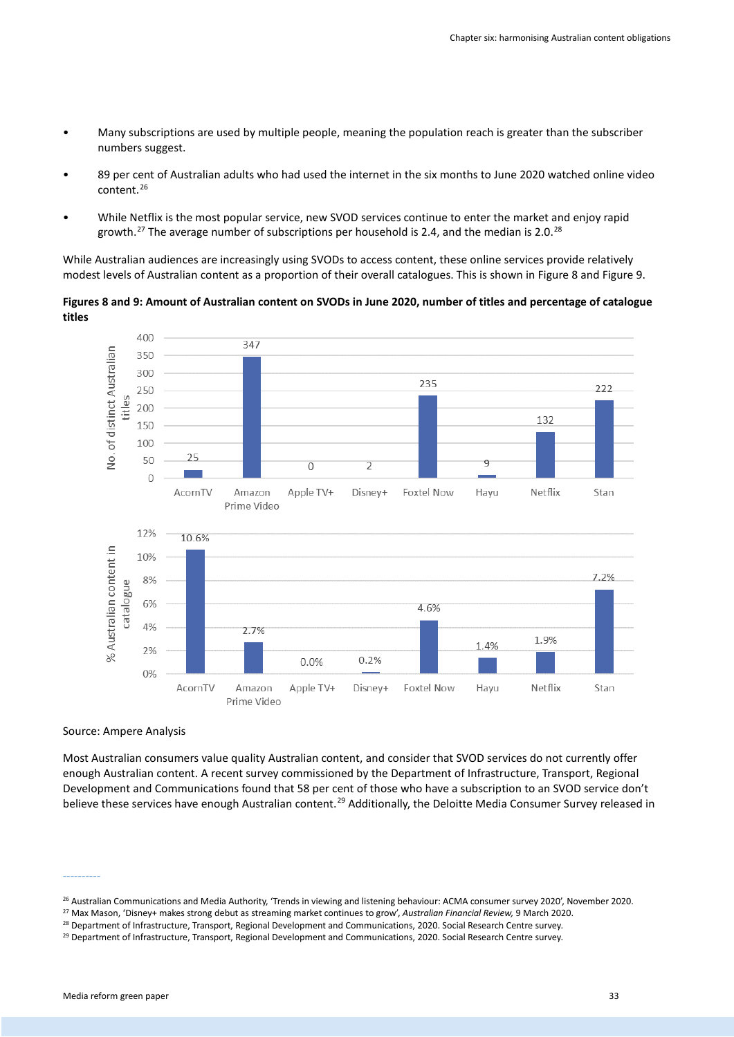- Many subscriptions are used by multiple people, meaning the population reach is greater than the subscriber numbers suggest.
- 89 per cent of Australian adults who had used the internet in the six months to June 2020 watched online video content.[26]
- While Netflix is the most popular service, new SVOD services continue to enter the market and enjoy rapid growth.[27] The average number of subscriptions per household is 2.4, and the median is 2.0.[28]

While Australian audiences are increasingly using SVODs to access content, these online services provide relatively modest levels of Australian content as a proportion of their overall catalogues. This is shown in Figure 8 and Figure 9.

**Figures 8 and 9: Amount of Australian content on SVODs in June 2020, number of titles and percentage of catalogue titles**

No. of distinct Australian titles

400
350
300
250
200
150
100
50
0

25
347
0
2
235
9
132
222

AcornTV
Amazon Prime Video
Apple TV+
Disney+
Foxtel Now
Hayu
Netflix
Stan

% Australian content in catalogue

12%
10%
8%
6%
4%
2%
0%

10.6%
2.7%
0.0%
0.2%
4.6%
1.4%
1.9%
7.2%

AcornTV
Amazon Prime Video
Apple TV+
Disney+
Foxtel Now
Hayu
Netflix
Stan

Source: Ampere Analysis

Most Australian consumers value quality Australian content, and consider that SVOD services do not currently offer enough Australian content. A recent survey commissioned by the Department of Infrastructure, Transport, Regional Development and Communications found that 58 per cent of those who have a subscription to an SVOD service don't believe these services have enough Australian content.[29] Additionally, the Deloitte Media Consumer Survey released in

---

[26] Australian Communications and Media Authority, 'Trends in viewing and listening behaviour: ACMA consumer survey 2020', November 2020.

[27] Max Mason, 'Disney+ makes strong debut as streaming market continues to grow', *Australian Financial Review,* 9 March 2020.

[28] Department of Infrastructure, Transport, Regional Development and Communications, 2020. Social Research Centre survey.

[29] Department of Infrastructure, Transport, Regional Development and Communications, 2020. Social Research Centre survey.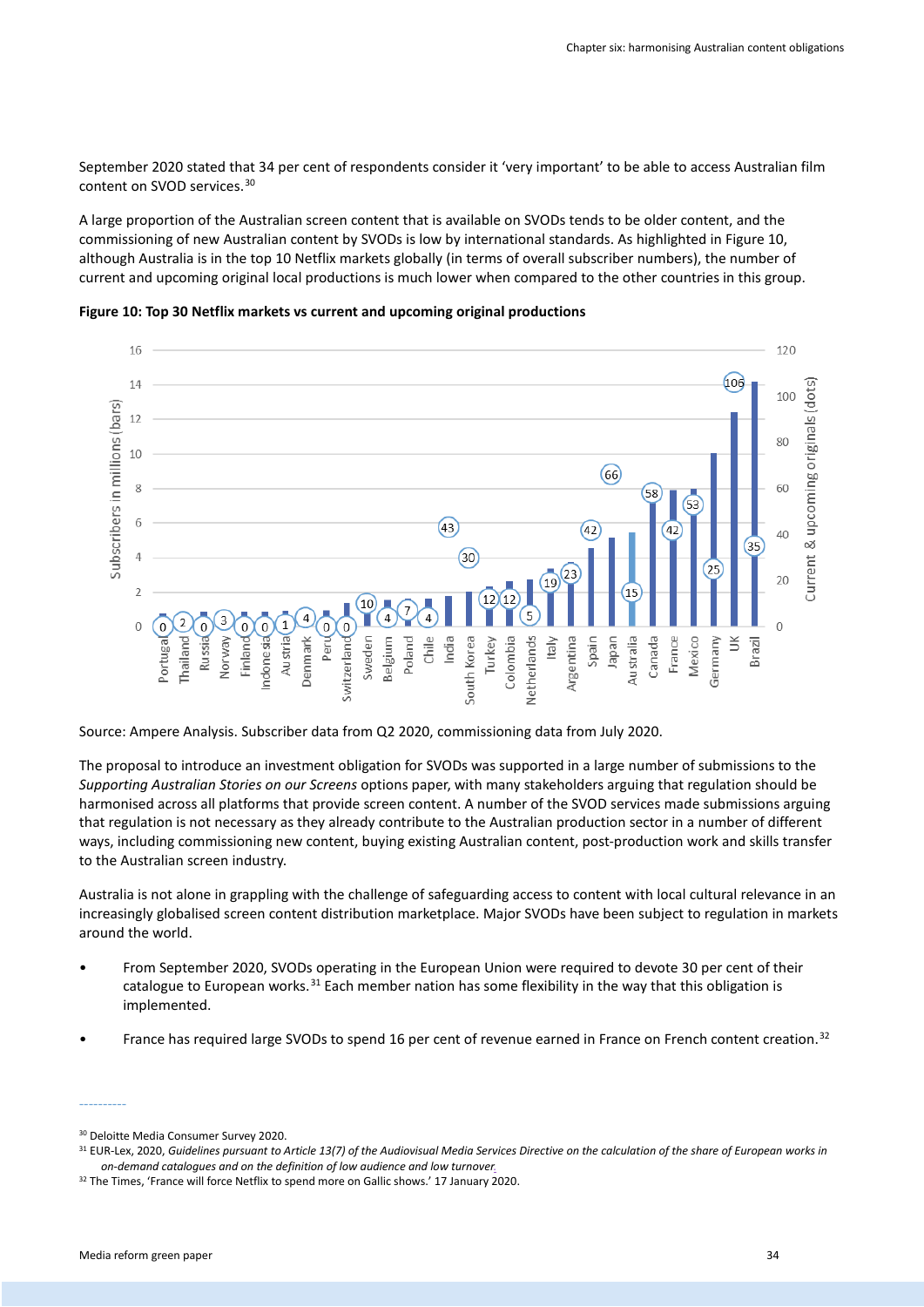September 2020 stated that 34 per cent of respondents consider it 'very important' to be able to access Australian film content on SVOD services.[30]

A large proportion of the Australian screen content that is available on SVODs tends to be older content, and the commissioning of new Australian content by SVODs is low by international standards. As highlighted in Figure 10, although Australia is in the top 10 Netflix markets globally (in terms of overall subscriber numbers), the number of current and upcoming original local productions is much lower when compared to the other countries in this group.

**Figure 10: Top 30 Netflix markets vs current and upcoming original productions**

Subscribers in millions (bars)

0, 2, 4, 6, 8, 10, 12, 14, 16

Current & upcoming originals (dots)

0, 20, 40, 60, 80, 100, 120

Portugal 0, Thailand 2, Russia 0, Norway 3, Finland 0, Indonesia 0, Austria 1, Denmark 4, Peru 0, Switzerland 0, Sweden 10, Belgium 4, Poland 7, Chile 4, India 43, South Korea 30, Turkey 12, Colombia 12, Netherlands 5, Italy 19, Argentina 23, Spain 42, Japan 66, Australia 15, Canada 58, France 42, Mexico 53, Germany 25, UK 106, Brazil 35

Source: Ampere Analysis. Subscriber data from Q2 2020, commissioning data from July 2020.

The proposal to introduce an investment obligation for SVODs was supported in a large number of submissions to the *Supporting Australian Stories on our Screens* options paper, with many stakeholders arguing that regulation should be harmonised across all platforms that provide screen content. A number of the SVOD services made submissions arguing that regulation is not necessary as they already contribute to the Australian production sector in a number of different ways, including commissioning new content, buying existing Australian content, post-production work and skills transfer to the Australian screen industry.

Australia is not alone in grappling with the challenge of safeguarding access to content with local cultural relevance in an increasingly globalised screen content distribution marketplace. Major SVODs have been subject to regulation in markets around the world.

- From September 2020, SVODs operating in the European Union were required to devote 30 per cent of their catalogue to European works.[31] Each member nation has some flexibility in the way that this obligation is implemented.
- France has required large SVODs to spend 16 per cent of revenue earned in France on French content creation.[32]

[30] Deloitte Media Consumer Survey 2020.

[31] EUR-Lex, 2020, *Guidelines pursuant to Article 13(7) of the Audiovisual Media Services Directive on the calculation of the share of European works in on-demand catalogues and on the definition of low audience and low turnover*.

[32] The Times, 'France will force Netflix to spend more on Gallic shows.' 17 January 2020.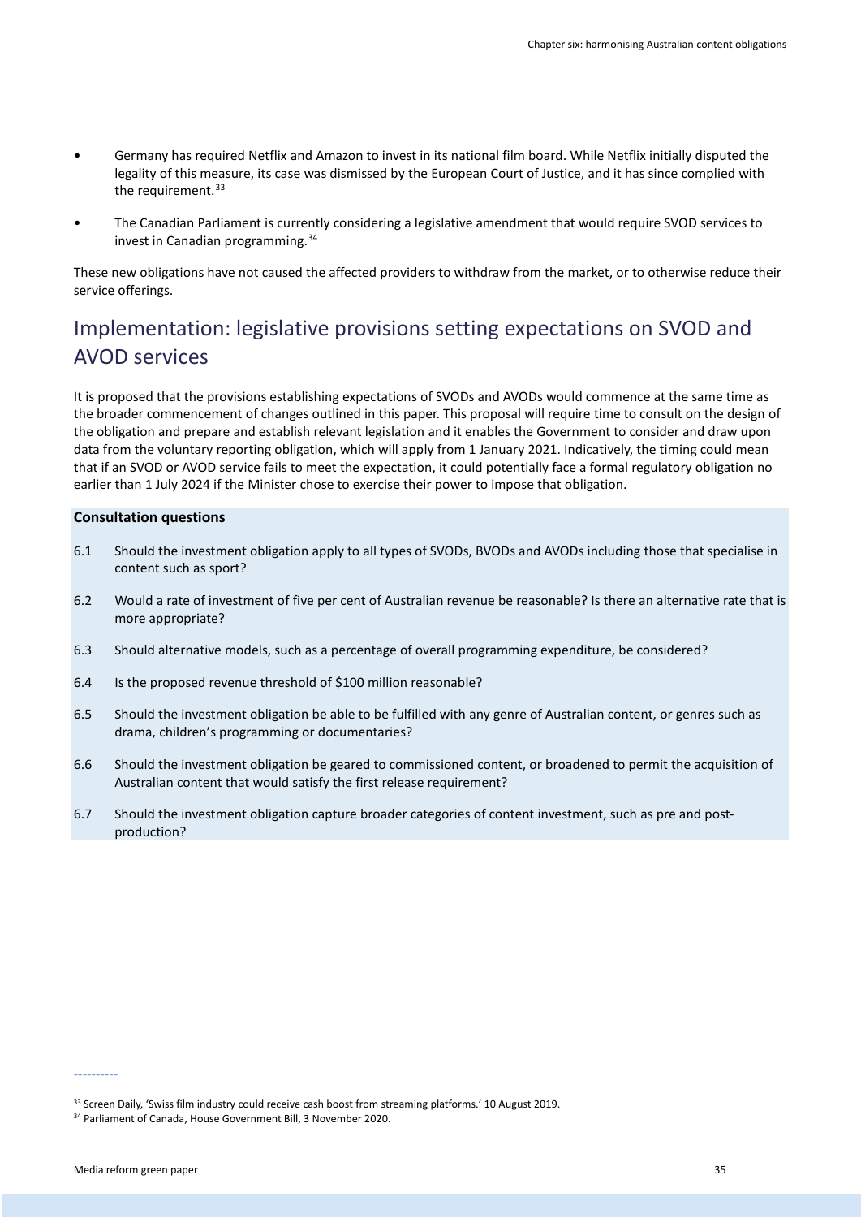- Germany has required Netflix and Amazon to invest in its national film board. While Netflix initially disputed the legality of this measure, its case was dismissed by the European Court of Justice, and it has since complied with the requirement.[33]
- The Canadian Parliament is currently considering a legislative amendment that would require SVOD services to invest in Canadian programming.[34]

These new obligations have not caused the affected providers to withdraw from the market, or to otherwise reduce their service offerings.

## Implementation: legislative provisions setting expectations on SVOD and AVOD services

It is proposed that the provisions establishing expectations of SVODs and AVODs would commence at the same time as the broader commencement of changes outlined in this paper. This proposal will require time to consult on the design of the obligation and prepare and establish relevant legislation and it enables the Government to consider and draw upon data from the voluntary reporting obligation, which will apply from 1 January 2021. Indicatively, the timing could mean that if an SVOD or AVOD service fails to meet the expectation, it could potentially face a formal regulatory obligation no earlier than 1 July 2024 if the Minister chose to exercise their power to impose that obligation.

**Consultation questions**

6.1 Should the investment obligation apply to all types of SVODs, BVODs and AVODs including those that specialise in content such as sport?

6.2 Would a rate of investment of five per cent of Australian revenue be reasonable? Is there an alternative rate that is more appropriate?

6.3 Should alternative models, such as a percentage of overall programming expenditure, be considered?

6.4 Is the proposed revenue threshold of $100 million reasonable?

6.5 Should the investment obligation be able to be fulfilled with any genre of Australian content, or genres such as drama, children's programming or documentaries?

6.6 Should the investment obligation be geared to commissioned content, or broadened to permit the acquisition of Australian content that would satisfy the first release requirement?

6.7 Should the investment obligation capture broader categories of content investment, such as pre and post-production?

---

[33] Screen Daily, 'Swiss film industry could receive cash boost from streaming platforms.' 10 August 2019.

[34] Parliament of Canada, House Government Bill, 3 November 2020.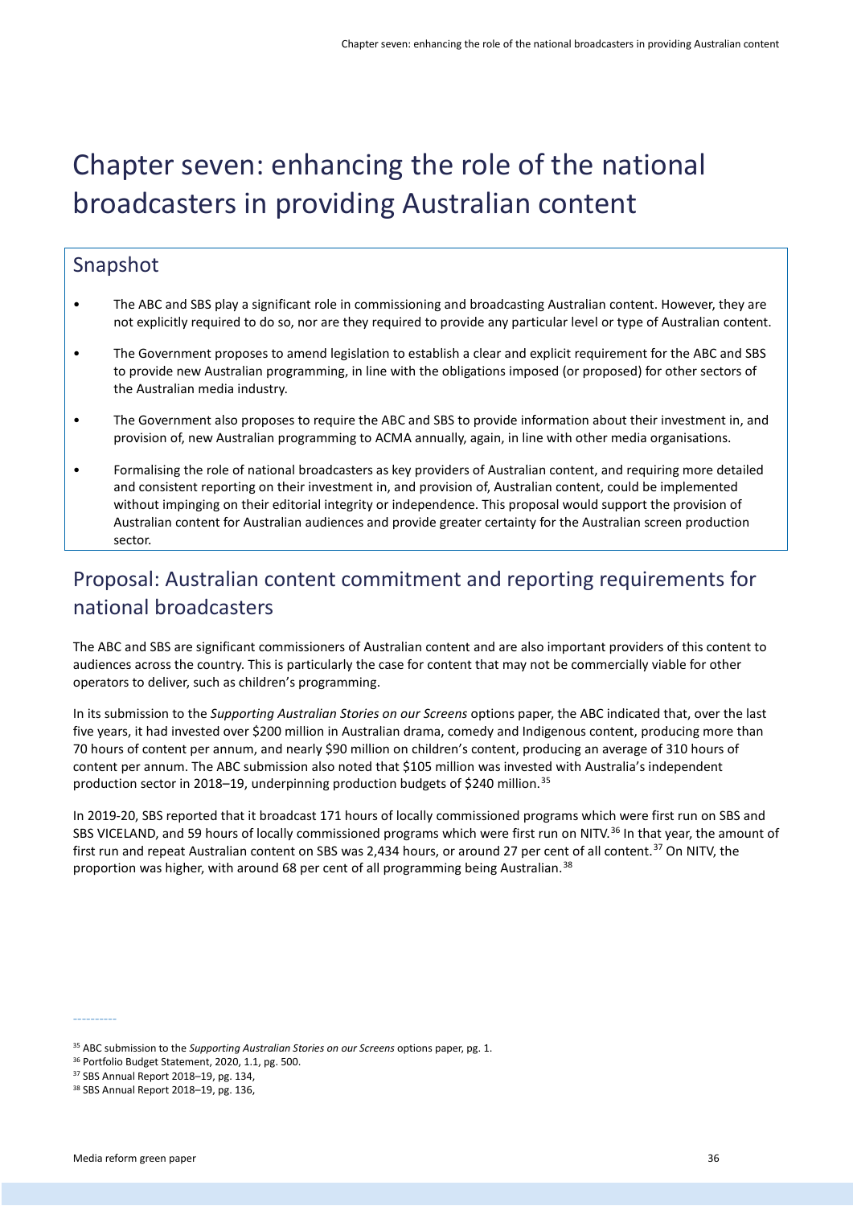# Chapter seven: enhancing the role of the national broadcasters in providing Australian content

## Snapshot

- The ABC and SBS play a significant role in commissioning and broadcasting Australian content. However, they are not explicitly required to do so, nor are they required to provide any particular level or type of Australian content.
- The Government proposes to amend legislation to establish a clear and explicit requirement for the ABC and SBS to provide new Australian programming, in line with the obligations imposed (or proposed) for other sectors of the Australian media industry.
- The Government also proposes to require the ABC and SBS to provide information about their investment in, and provision of, new Australian programming to ACMA annually, again, in line with other media organisations.
- Formalising the role of national broadcasters as key providers of Australian content, and requiring more detailed and consistent reporting on their investment in, and provision of, Australian content, could be implemented without impinging on their editorial integrity or independence. This proposal would support the provision of Australian content for Australian audiences and provide greater certainty for the Australian screen production sector.

## Proposal: Australian content commitment and reporting requirements for national broadcasters

The ABC and SBS are significant commissioners of Australian content and are also important providers of this content to audiences across the country. This is particularly the case for content that may not be commercially viable for other operators to deliver, such as children's programming.

In its submission to the *Supporting Australian Stories on our Screens* options paper, the ABC indicated that, over the last five years, it had invested over $200 million in Australian drama, comedy and Indigenous content, producing more than 70 hours of content per annum, and nearly $90 million on children's content, producing an average of 310 hours of content per annum. The ABC submission also noted that $105 million was invested with Australia's independent production sector in 2018–19, underpinning production budgets of $240 million.[35]

In 2019-20, SBS reported that it broadcast 171 hours of locally commissioned programs which were first run on SBS and SBS VICELAND, and 59 hours of locally commissioned programs which were first run on NITV.[36] In that year, the amount of first run and repeat Australian content on SBS was 2,434 hours, or around 27 per cent of all content.[37] On NITV, the proportion was higher, with around 68 per cent of all programming being Australian.[38]

---

[35] ABC submission to the *Supporting Australian Stories on our Screens* options paper, pg. 1.

[36] Portfolio Budget Statement, 2020, 1.1, pg. 500.

[37] SBS Annual Report 2018–19, pg. 134,

[38] SBS Annual Report 2018–19, pg. 136,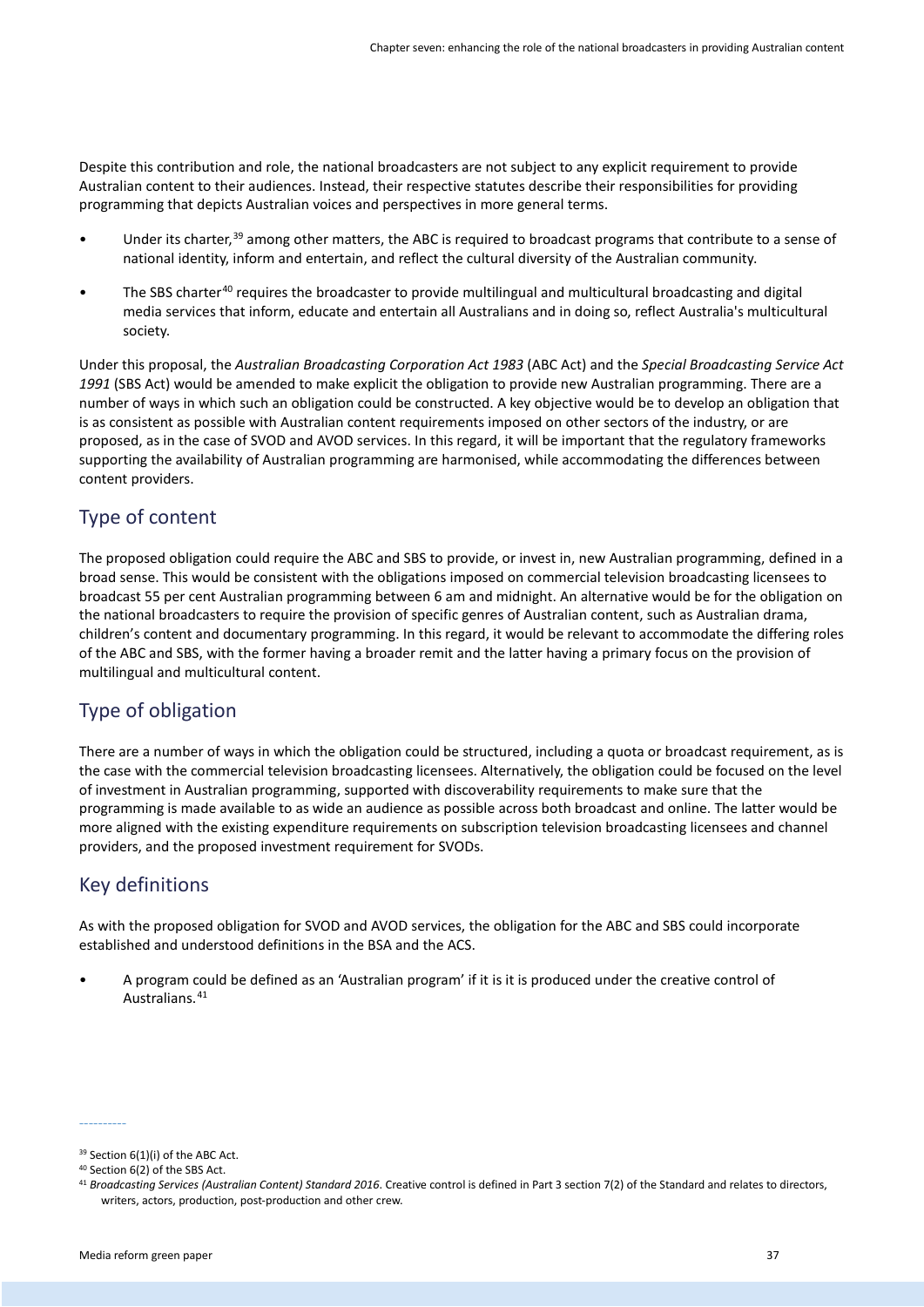Despite this contribution and role, the national broadcasters are not subject to any explicit requirement to provide Australian content to their audiences. Instead, their respective statutes describe their responsibilities for providing programming that depicts Australian voices and perspectives in more general terms.

- Under its charter,[39] among other matters, the ABC is required to broadcast programs that contribute to a sense of national identity, inform and entertain, and reflect the cultural diversity of the Australian community.
- The SBS charter[40] requires the broadcaster to provide multilingual and multicultural broadcasting and digital media services that inform, educate and entertain all Australians and in doing so, reflect Australia's multicultural society.

Under this proposal, the *Australian Broadcasting Corporation Act 1983* (ABC Act) and the *Special Broadcasting Service Act 1991* (SBS Act) would be amended to make explicit the obligation to provide new Australian programming. There are a number of ways in which such an obligation could be constructed. A key objective would be to develop an obligation that is as consistent as possible with Australian content requirements imposed on other sectors of the industry, or are proposed, as in the case of SVOD and AVOD services. In this regard, it will be important that the regulatory frameworks supporting the availability of Australian programming are harmonised, while accommodating the differences between content providers.

## Type of content

The proposed obligation could require the ABC and SBS to provide, or invest in, new Australian programming, defined in a broad sense. This would be consistent with the obligations imposed on commercial television broadcasting licensees to broadcast 55 per cent Australian programming between 6 am and midnight. An alternative would be for the obligation on the national broadcasters to require the provision of specific genres of Australian content, such as Australian drama, children's content and documentary programming. In this regard, it would be relevant to accommodate the differing roles of the ABC and SBS, with the former having a broader remit and the latter having a primary focus on the provision of multilingual and multicultural content.

## Type of obligation

There are a number of ways in which the obligation could be structured, including a quota or broadcast requirement, as is the case with the commercial television broadcasting licensees. Alternatively, the obligation could be focused on the level of investment in Australian programming, supported with discoverability requirements to make sure that the programming is made available to as wide an audience as possible across both broadcast and online. The latter would be more aligned with the existing expenditure requirements on subscription television broadcasting licensees and channel providers, and the proposed investment requirement for SVODs.

## Key definitions

As with the proposed obligation for SVOD and AVOD services, the obligation for the ABC and SBS could incorporate established and understood definitions in the BSA and the ACS.

- A program could be defined as an 'Australian program' if it is it is produced under the creative control of Australians.[41]

---

[39] Section 6(1)(i) of the ABC Act.

[40] Section 6(2) of the SBS Act.

[41] *Broadcasting Services (Australian Content) Standard 2016*. Creative control is defined in Part 3 section 7(2) of the Standard and relates to directors, writers, actors, production, post-production and other crew.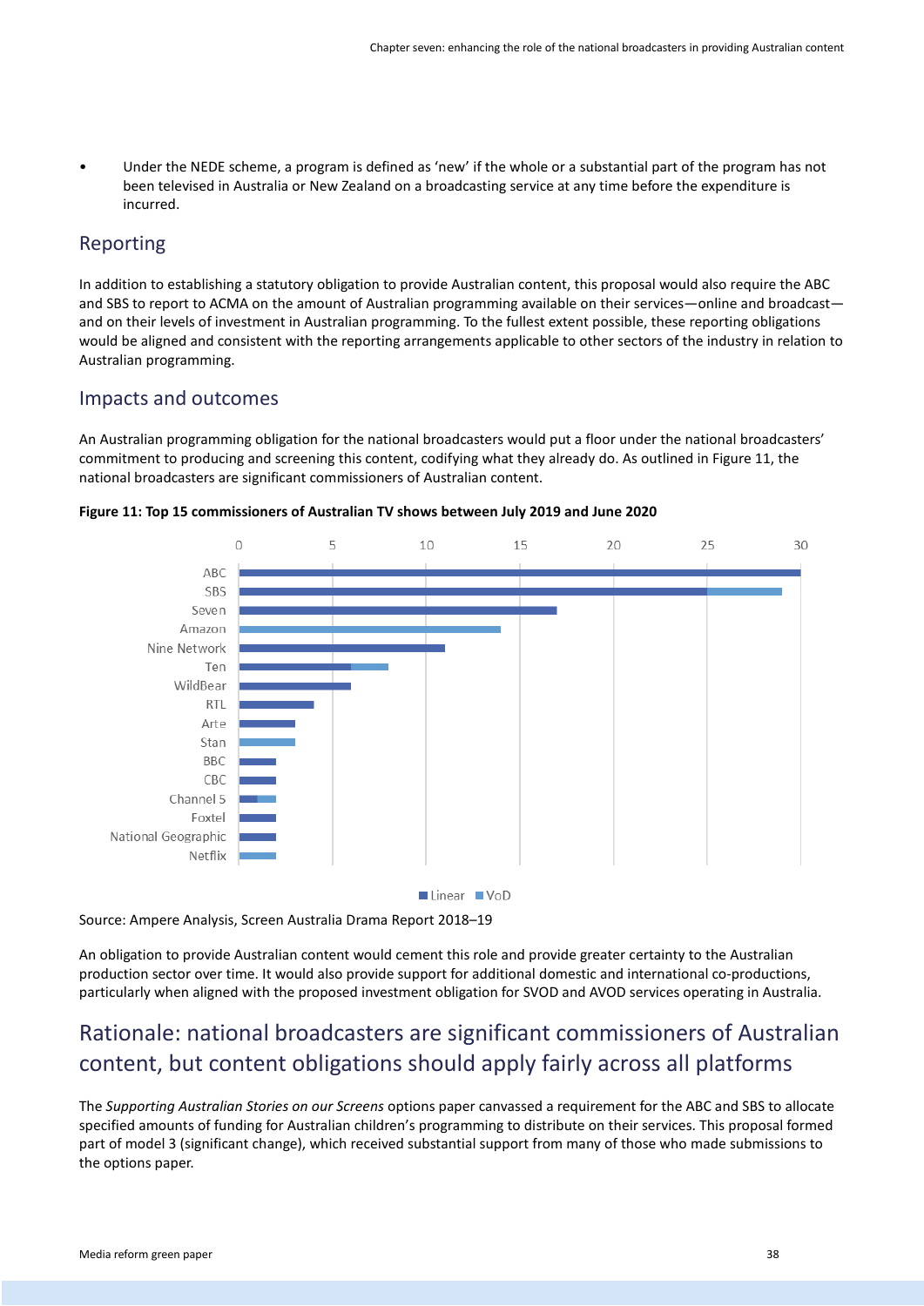- Under the NEDE scheme, a program is defined as 'new' if the whole or a substantial part of the program has not been televised in Australia or New Zealand on a broadcasting service at any time before the expenditure is incurred.

## Reporting

In addition to establishing a statutory obligation to provide Australian content, this proposal would also require the ABC and SBS to report to ACMA on the amount of Australian programming available on their services—online and broadcast—and on their levels of investment in Australian programming. To the fullest extent possible, these reporting obligations would be aligned and consistent with the reporting arrangements applicable to other sectors of the industry in relation to Australian programming.

## Impacts and outcomes

An Australian programming obligation for the national broadcasters would put a floor under the national broadcasters' commitment to producing and screening this content, codifying what they already do. As outlined in Figure 11, the national broadcasters are significant commissioners of Australian content.

**Figure 11: Top 15 commissioners of Australian TV shows between July 2019 and June 2020**

0 5 10 15 20 25 30

ABC
SBS
Seven
Amazon
Nine Network
Ten
WildBear
RTL
Arte
Stan
BBC
CBC
Channel 5
Foxtel
National Geographic
Netflix

Linear VoD

Source: Ampere Analysis, Screen Australia Drama Report 2018–19

An obligation to provide Australian content would cement this role and provide greater certainty to the Australian production sector over time. It would also provide support for additional domestic and international co-productions, particularly when aligned with the proposed investment obligation for SVOD and AVOD services operating in Australia.

# Rationale: national broadcasters are significant commissioners of Australian content, but content obligations should apply fairly across all platforms

The *Supporting Australian Stories on our Screens* options paper canvassed a requirement for the ABC and SBS to allocate specified amounts of funding for Australian children's programming to distribute on their services. This proposal formed part of model 3 (significant change), which received substantial support from many of those who made submissions to the options paper.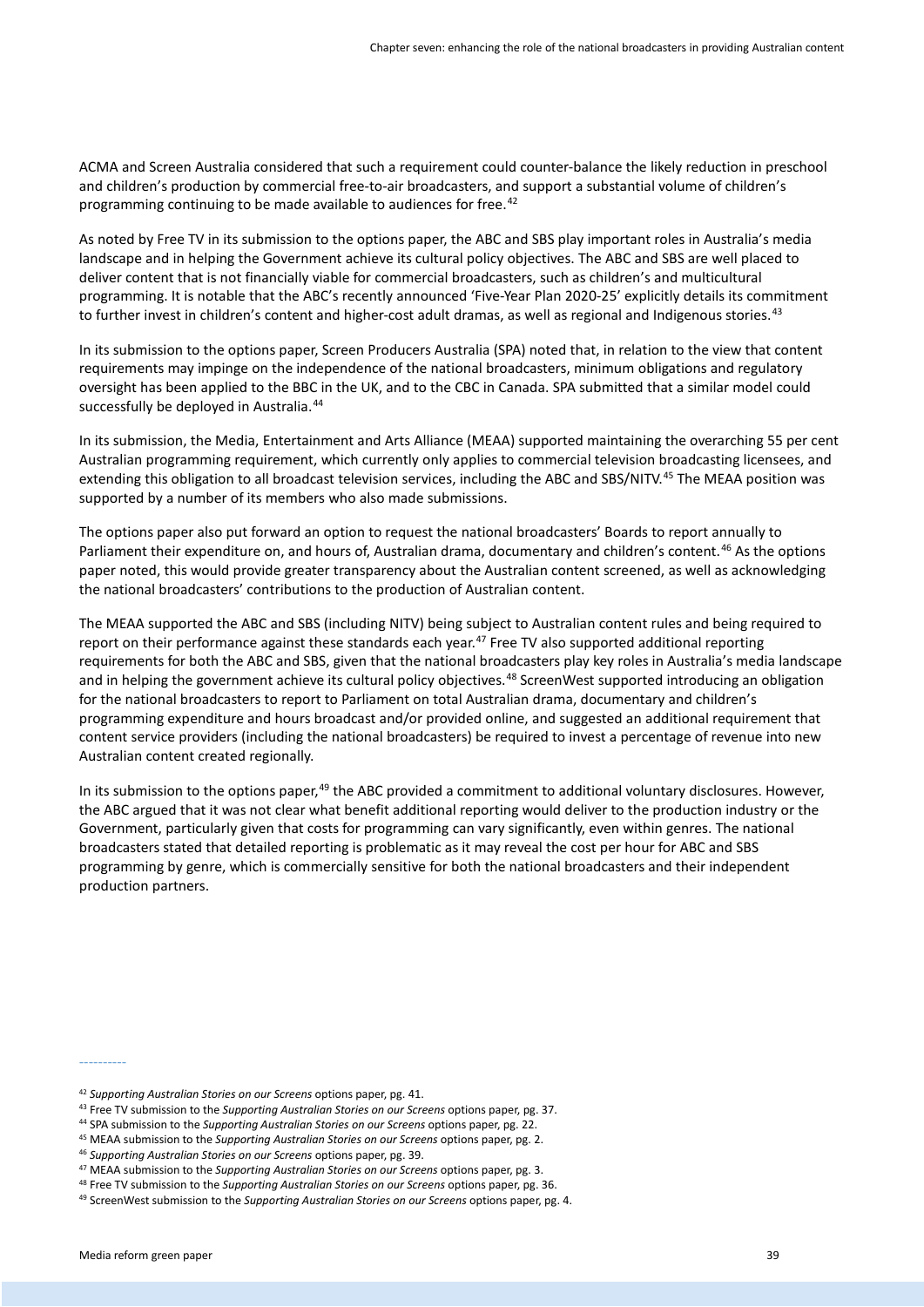ACMA and Screen Australia considered that such a requirement could counter-balance the likely reduction in preschool and children's production by commercial free-to-air broadcasters, and support a substantial volume of children's programming continuing to be made available to audiences for free.[42]

As noted by Free TV in its submission to the options paper, the ABC and SBS play important roles in Australia's media landscape and in helping the Government achieve its cultural policy objectives. The ABC and SBS are well placed to deliver content that is not financially viable for commercial broadcasters, such as children's and multicultural programming. It is notable that the ABC's recently announced 'Five-Year Plan 2020-25' explicitly details its commitment to further invest in children's content and higher-cost adult dramas, as well as regional and Indigenous stories.[43]

In its submission to the options paper, Screen Producers Australia (SPA) noted that, in relation to the view that content requirements may impinge on the independence of the national broadcasters, minimum obligations and regulatory oversight has been applied to the BBC in the UK, and to the CBC in Canada. SPA submitted that a similar model could successfully be deployed in Australia.[44]

In its submission, the Media, Entertainment and Arts Alliance (MEAA) supported maintaining the overarching 55 per cent Australian programming requirement, which currently only applies to commercial television broadcasting licensees, and extending this obligation to all broadcast television services, including the ABC and SBS/NITV.[45] The MEAA position was supported by a number of its members who also made submissions.

The options paper also put forward an option to request the national broadcasters' Boards to report annually to Parliament their expenditure on, and hours of, Australian drama, documentary and children's content.[46] As the options paper noted, this would provide greater transparency about the Australian content screened, as well as acknowledging the national broadcasters' contributions to the production of Australian content.

The MEAA supported the ABC and SBS (including NITV) being subject to Australian content rules and being required to report on their performance against these standards each year.[47] Free TV also supported additional reporting requirements for both the ABC and SBS, given that the national broadcasters play key roles in Australia's media landscape and in helping the government achieve its cultural policy objectives.[48] ScreenWest supported introducing an obligation for the national broadcasters to report to Parliament on total Australian drama, documentary and children's programming expenditure and hours broadcast and/or provided online, and suggested an additional requirement that content service providers (including the national broadcasters) be required to invest a percentage of revenue into new Australian content created regionally.

In its submission to the options paper,[49] the ABC provided a commitment to additional voluntary disclosures. However, the ABC argued that it was not clear what benefit additional reporting would deliver to the production industry or the Government, particularly given that costs for programming can vary significantly, even within genres. The national broadcasters stated that detailed reporting is problematic as it may reveal the cost per hour for ABC and SBS programming by genre, which is commercially sensitive for both the national broadcasters and their independent production partners.

---

[42] *Supporting Australian Stories on our Screens* options paper, pg. 41.

[43] Free TV submission to the *Supporting Australian Stories on our Screens* options paper, pg. 37.

[44] SPA submission to the *Supporting Australian Stories on our Screens* options paper, pg. 22.

[45] MEAA submission to the *Supporting Australian Stories on our Screens* options paper, pg. 2.

[46] *Supporting Australian Stories on our Screens* options paper, pg. 39.

[47] MEAA submission to the *Supporting Australian Stories on our Screens* options paper, pg. 3.

[48] Free TV submission to the *Supporting Australian Stories on our Screens* options paper, pg. 36.

[49] ScreenWest submission to the *Supporting Australian Stories on our Screens* options paper, pg. 4.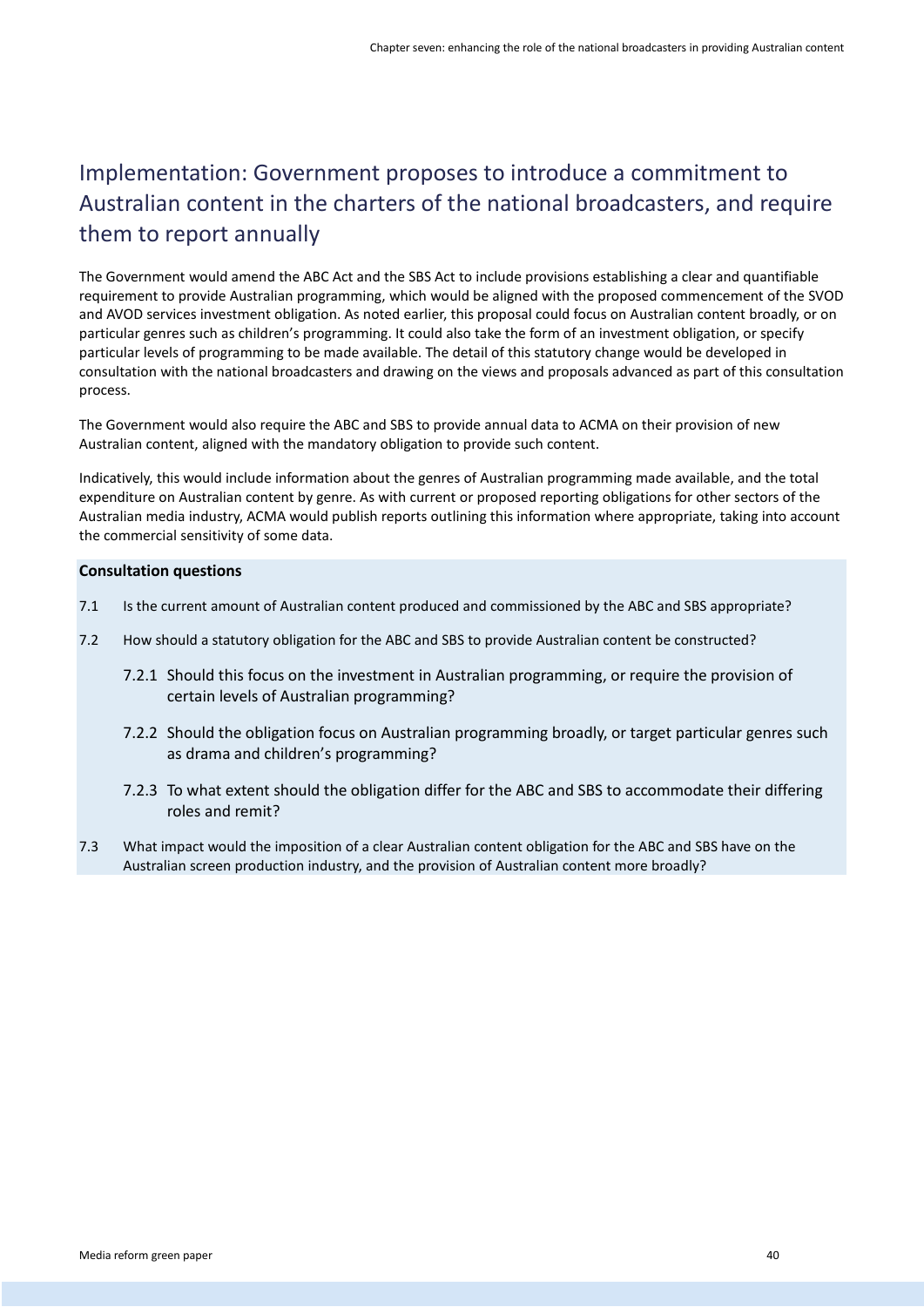## Implementation: Government proposes to introduce a commitment to Australian content in the charters of the national broadcasters, and require them to report annually

The Government would amend the ABC Act and the SBS Act to include provisions establishing a clear and quantifiable requirement to provide Australian programming, which would be aligned with the proposed commencement of the SVOD and AVOD services investment obligation. As noted earlier, this proposal could focus on Australian content broadly, or on particular genres such as children's programming. It could also take the form of an investment obligation, or specify particular levels of programming to be made available. The detail of this statutory change would be developed in consultation with the national broadcasters and drawing on the views and proposals advanced as part of this consultation process.

The Government would also require the ABC and SBS to provide annual data to ACMA on their provision of new Australian content, aligned with the mandatory obligation to provide such content.

Indicatively, this would include information about the genres of Australian programming made available, and the total expenditure on Australian content by genre. As with current or proposed reporting obligations for other sectors of the Australian media industry, ACMA would publish reports outlining this information where appropriate, taking into account the commercial sensitivity of some data.

**Consultation questions**

7.1 Is the current amount of Australian content produced and commissioned by the ABC and SBS appropriate?

7.2 How should a statutory obligation for the ABC and SBS to provide Australian content be constructed?

- 7.2.1 Should this focus on the investment in Australian programming, or require the provision of certain levels of Australian programming?
- 7.2.2 Should the obligation focus on Australian programming broadly, or target particular genres such as drama and children's programming?
- 7.2.3 To what extent should the obligation differ for the ABC and SBS to accommodate their differing roles and remit?

7.3 What impact would the imposition of a clear Australian content obligation for the ABC and SBS have on the Australian screen production industry, and the provision of Australian content more broadly?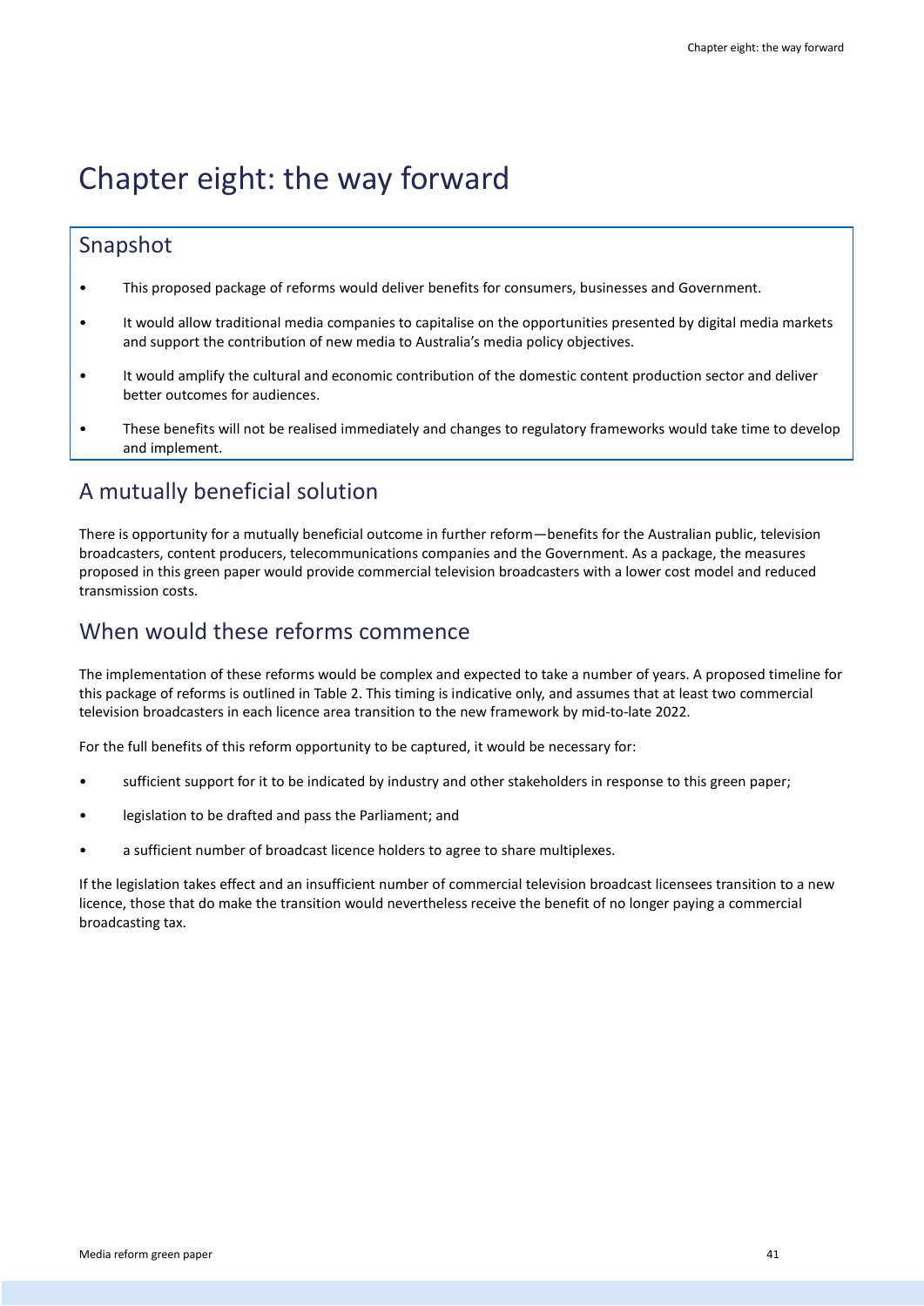# Chapter eight: the way forward

## Snapshot

- This proposed package of reforms would deliver benefits for consumers, businesses and Government.
- It would allow traditional media companies to capitalise on the opportunities presented by digital media markets and support the contribution of new media to Australia's media policy objectives.
- It would amplify the cultural and economic contribution of the domestic content production sector and deliver better outcomes for audiences.
- These benefits will not be realised immediately and changes to regulatory frameworks would take time to develop and implement.

## A mutually beneficial solution

There is opportunity for a mutually beneficial outcome in further reform—benefits for the Australian public, television broadcasters, content producers, telecommunications companies and the Government. As a package, the measures proposed in this green paper would provide commercial television broadcasters with a lower cost model and reduced transmission costs.

## When would these reforms commence

The implementation of these reforms would be complex and expected to take a number of years. A proposed timeline for this package of reforms is outlined in Table 2. This timing is indicative only, and assumes that at least two commercial television broadcasters in each licence area transition to the new framework by mid-to-late 2022.

For the full benefits of this reform opportunity to be captured, it would be necessary for:

- sufficient support for it to be indicated by industry and other stakeholders in response to this green paper;
- legislation to be drafted and pass the Parliament; and
- a sufficient number of broadcast licence holders to agree to share multiplexes.

If the legislation takes effect and an insufficient number of commercial television broadcast licensees transition to a new licence, those that do make the transition would nevertheless receive the benefit of no longer paying a commercial broadcasting tax.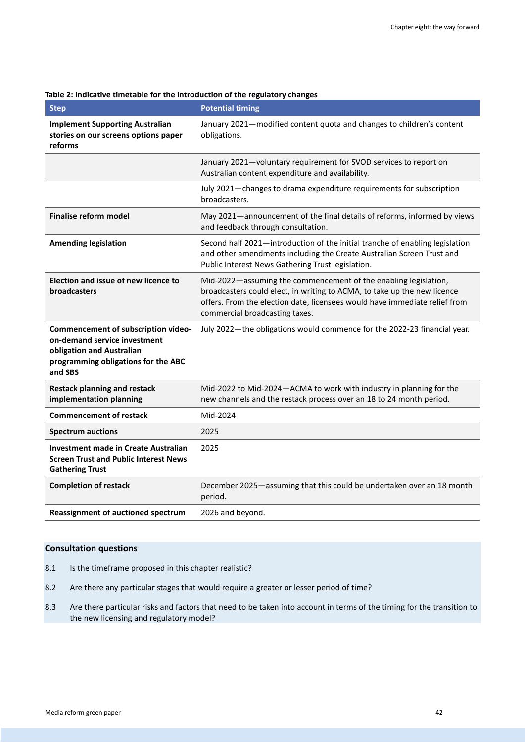**Table 2: Indicative timetable for the introduction of the regulatory changes**

| Step | Potential timing |
|---|---|
| **Implement Supporting Australian stories on our screens options paper reforms** | January 2021—modified content quota and changes to children's content obligations. |
| | January 2021—voluntary requirement for SVOD services to report on Australian content expenditure and availability. |
| | July 2021—changes to drama expenditure requirements for subscription broadcasters. |
| **Finalise reform model** | May 2021—announcement of the final details of reforms, informed by views and feedback through consultation. |
| **Amending legislation** | Second half 2021—introduction of the initial tranche of enabling legislation and other amendments including the Create Australian Screen Trust and Public Interest News Gathering Trust legislation. |
| **Election and issue of new licence to broadcasters** | Mid-2022—assuming the commencement of the enabling legislation, broadcasters could elect, in writing to ACMA, to take up the new licence offers. From the election date, licensees would have immediate relief from commercial broadcasting taxes. |
| **Commencement of subscription video-on-demand service investment obligation and Australian programming obligations for the ABC and SBS** | July 2022—the obligations would commence for the 2022-23 financial year. |
| **Restack planning and restack implementation planning** | Mid-2022 to Mid-2024—ACMA to work with industry in planning for the new channels and the restack process over an 18 to 24 month period. |
| **Commencement of restack** | Mid-2024 |
| **Spectrum auctions** | 2025 |
| **Investment made in Create Australian Screen Trust and Public Interest News Gathering Trust** | 2025 |
| **Completion of restack** | December 2025—assuming that this could be undertaken over an 18 month period. |
| **Reassignment of auctioned spectrum** | 2026 and beyond. |

### Consultation questions

8.1 Is the timeframe proposed in this chapter realistic?

8.2 Are there any particular stages that would require a greater or lesser period of time?

8.3 Are there particular risks and factors that need to be taken into account in terms of the timing for the transition to the new licensing and regulatory model?